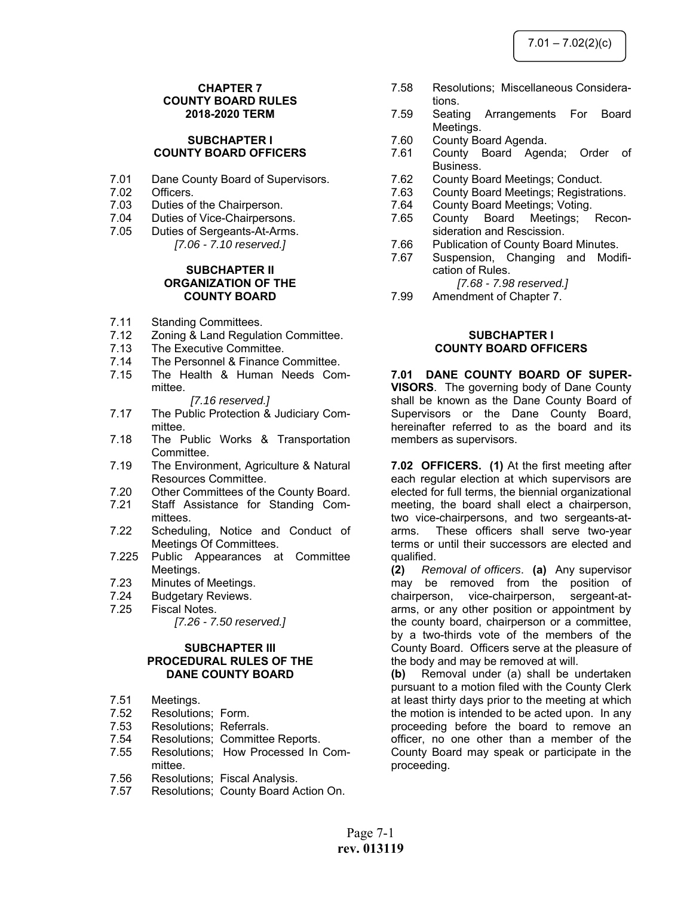# CHAPTER 7
# COUNTY BOARD RULES
# 2018-2020 TERM

## SUBCHAPTER I
## COUNTY BOARD OFFICERS

7.01 Dane County Board of Supervisors.
7.02 Officers.
7.03 Duties of the Chairperson.
7.04 Duties of Vice-Chairpersons.
7.05 Duties of Sergeants-At-Arms.
*[7.06 - 7.10 reserved.]*

## SUBCHAPTER II
## ORGANIZATION OF THE COUNTY BOARD

7.11 Standing Committees.
7.12 Zoning & Land Regulation Committee.
7.13 The Executive Committee.
7.14 The Personnel & Finance Committee.
7.15 The Health & Human Needs Committee.
*[7.16 reserved.]*
7.17 The Public Protection & Judiciary Committee.
7.18 The Public Works & Transportation Committee.
7.19 The Environment, Agriculture & Natural Resources Committee.
7.20 Other Committees of the County Board.
7.21 Staff Assistance for Standing Committees.
7.22 Scheduling, Notice and Conduct of Meetings Of Committees.
7.225 Public Appearances at Committee Meetings.
7.23 Minutes of Meetings.
7.24 Budgetary Reviews.
7.25 Fiscal Notes.
*[7.26 - 7.50 reserved.]*

## SUBCHAPTER III
## PROCEDURAL RULES OF THE DANE COUNTY BOARD

7.51 Meetings.
7.52 Resolutions; Form.
7.53 Resolutions; Referrals.
7.54 Resolutions; Committee Reports.
7.55 Resolutions; How Processed In Committee.
7.56 Resolutions; Fiscal Analysis.
7.57 Resolutions; County Board Action On.
7.58 Resolutions; Miscellaneous Considerations.
7.59 Seating Arrangements For Board Meetings.
7.60 County Board Agenda.
7.61 County Board Agenda; Order of Business.
7.62 County Board Meetings; Conduct.
7.63 County Board Meetings; Registrations.
7.64 County Board Meetings; Voting.
7.65 County Board Meetings; Reconsideration and Rescission.
7.66 Publication of County Board Minutes.
7.67 Suspension, Changing and Modification of Rules.
*[7.68 - 7.98 reserved.]*
7.99 Amendment of Chapter 7.

## SUBCHAPTER I
## COUNTY BOARD OFFICERS

**7.01 DANE COUNTY BOARD OF SUPERVISORS**. The governing body of Dane County shall be known as the Dane County Board of Supervisors or the Dane County Board, hereinafter referred to as the board and its members as supervisors.

**7.02 OFFICERS. (1)** At the first meeting after each regular election at which supervisors are elected for full terms, the biennial organizational meeting, the board shall elect a chairperson, two vice-chairpersons, and two sergeants-at-arms. These officers shall serve two-year terms or until their successors are elected and qualified.

**(2)** *Removal of officers*. **(a)** Any supervisor may be removed from the position of chairperson, vice-chairperson, sergeant-at-arms, or any other position or appointment by the county board, chairperson or a committee, by a two-thirds vote of the members of the County Board. Officers serve at the pleasure of the body and may be removed at will.

**(b)** Removal under (a) shall be undertaken pursuant to a motion filed with the County Clerk at least thirty days prior to the meeting at which the motion is intended to be acted upon. In any proceeding before the board to remove an officer, no one other than a member of the County Board may speak or participate in the proceeding.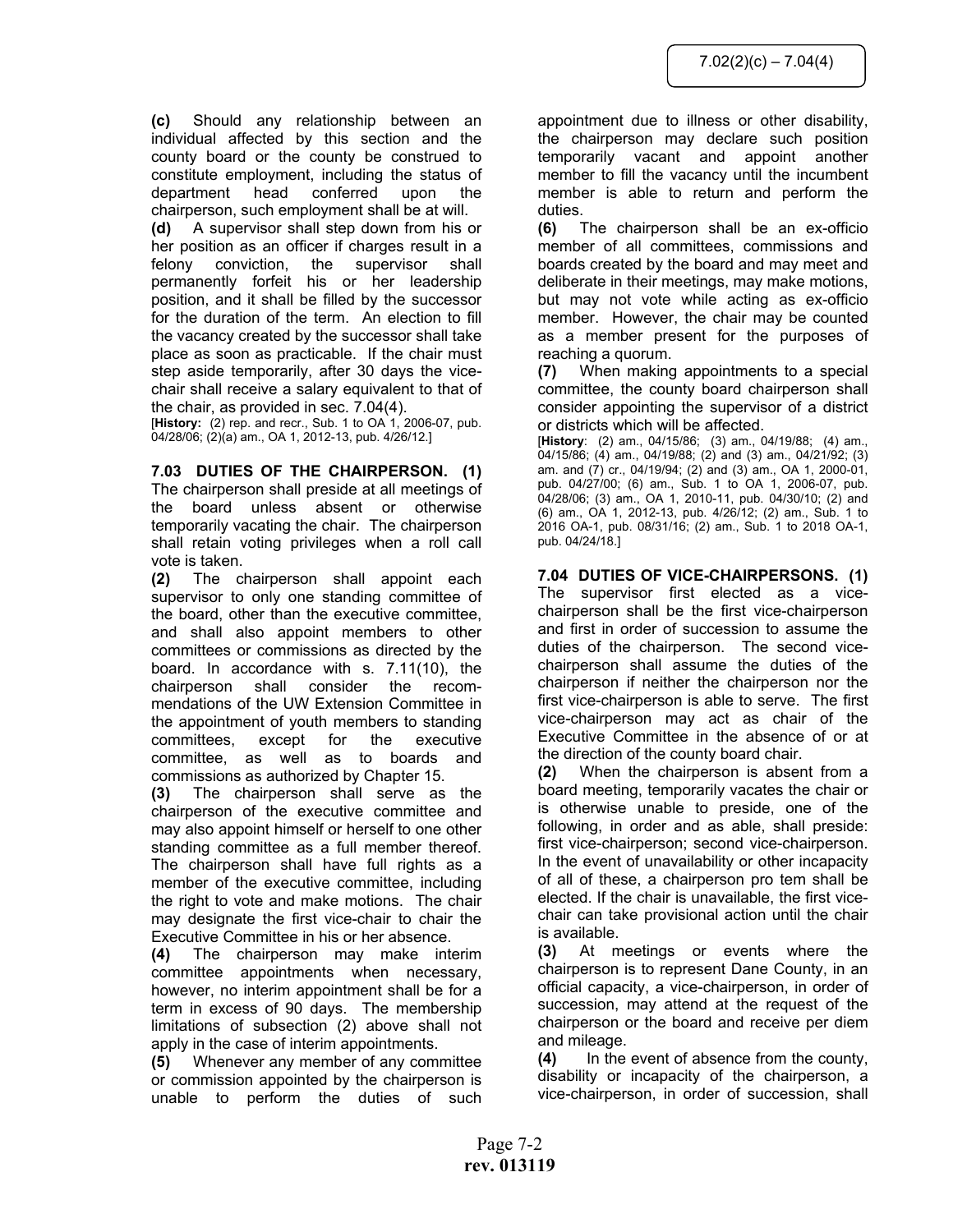**(c)** Should any relationship between an individual affected by this section and the county board or the county be construed to constitute employment, including the status of department head conferred upon the chairperson, such employment shall be at will.

**(d)** A supervisor shall step down from his or her position as an officer if charges result in a felony conviction, the supervisor shall permanently forfeit his or her leadership position, and it shall be filled by the successor for the duration of the term. An election to fill the vacancy created by the successor shall take place as soon as practicable. If the chair must step aside temporarily, after 30 days the vice-chair shall receive a salary equivalent to that of the chair, as provided in sec. 7.04(4).

[**History:** (2) rep. and recr., Sub. 1 to OA 1, 2006-07, pub. 04/28/06; (2)(a) am., OA 1, 2012-13, pub. 4/26/12.]

**7.03 DUTIES OF THE CHAIRPERSON. (1)** The chairperson shall preside at all meetings of the board unless absent or otherwise temporarily vacating the chair. The chairperson shall retain voting privileges when a roll call vote is taken.

**(2)** The chairperson shall appoint each supervisor to only one standing committee of the board, other than the executive committee, and shall also appoint members to other committees or commissions as directed by the board. In accordance with s. 7.11(10), the chairperson shall consider the recommendations of the UW Extension Committee in the appointment of youth members to standing committees, except for the executive committee, as well as to boards and commissions as authorized by Chapter 15.

**(3)** The chairperson shall serve as the chairperson of the executive committee and may also appoint himself or herself to one other standing committee as a full member thereof. The chairperson shall have full rights as a member of the executive committee, including the right to vote and make motions. The chair may designate the first vice-chair to chair the Executive Committee in his or her absence.

**(4)** The chairperson may make interim committee appointments when necessary, however, no interim appointment shall be for a term in excess of 90 days. The membership limitations of subsection (2) above shall not apply in the case of interim appointments.

**(5)** Whenever any member of any committee or commission appointed by the chairperson is unable to perform the duties of such appointment due to illness or other disability, the chairperson may declare such position temporarily vacant and appoint another member to fill the vacancy until the incumbent member is able to return and perform the duties.

**(6)** The chairperson shall be an ex-officio member of all committees, commissions and boards created by the board and may meet and deliberate in their meetings, may make motions, but may not vote while acting as ex-officio member. However, the chair may be counted as a member present for the purposes of reaching a quorum.

**(7)** When making appointments to a special committee, the county board chairperson shall consider appointing the supervisor of a district or districts which will be affected.

[**History**: (2) am., 04/15/86; (3) am., 04/19/88; (4) am., 04/15/86; (4) am., 04/19/88; (2) and (3) am., 04/21/92; (3) am. and (7) cr., 04/19/94; (2) and (3) am., OA 1, 2000-01, pub. 04/27/00; (6) am., Sub. 1 to OA 1, 2006-07, pub. 04/28/06; (3) am., OA 1, 2010-11, pub. 04/30/10; (2) and (6) am., OA 1, 2012-13, pub. 4/26/12; (2) am., Sub. 1 to 2016 OA-1, pub. 08/31/16; (2) am., Sub. 1 to 2018 OA-1, pub. 04/24/18.]

**7.04 DUTIES OF VICE-CHAIRPERSONS. (1)** The supervisor first elected as a vice-chairperson shall be the first vice-chairperson and first in order of succession to assume the duties of the chairperson. The second vice-chairperson shall assume the duties of the chairperson if neither the chairperson nor the first vice-chairperson is able to serve. The first vice-chairperson may act as chair of the Executive Committee in the absence of or at the direction of the county board chair.

**(2)** When the chairperson is absent from a board meeting, temporarily vacates the chair or is otherwise unable to preside, one of the following, in order and as able, shall preside: first vice-chairperson; second vice-chairperson. In the event of unavailability or other incapacity of all of these, a chairperson pro tem shall be elected. If the chair is unavailable, the first vice-chair can take provisional action until the chair is available.

**(3)** At meetings or events where the chairperson is to represent Dane County, in an official capacity, a vice-chairperson, in order of succession, may attend at the request of the chairperson or the board and receive per diem and mileage.

**(4)** In the event of absence from the county, disability or incapacity of the chairperson, a vice-chairperson, in order of succession, shall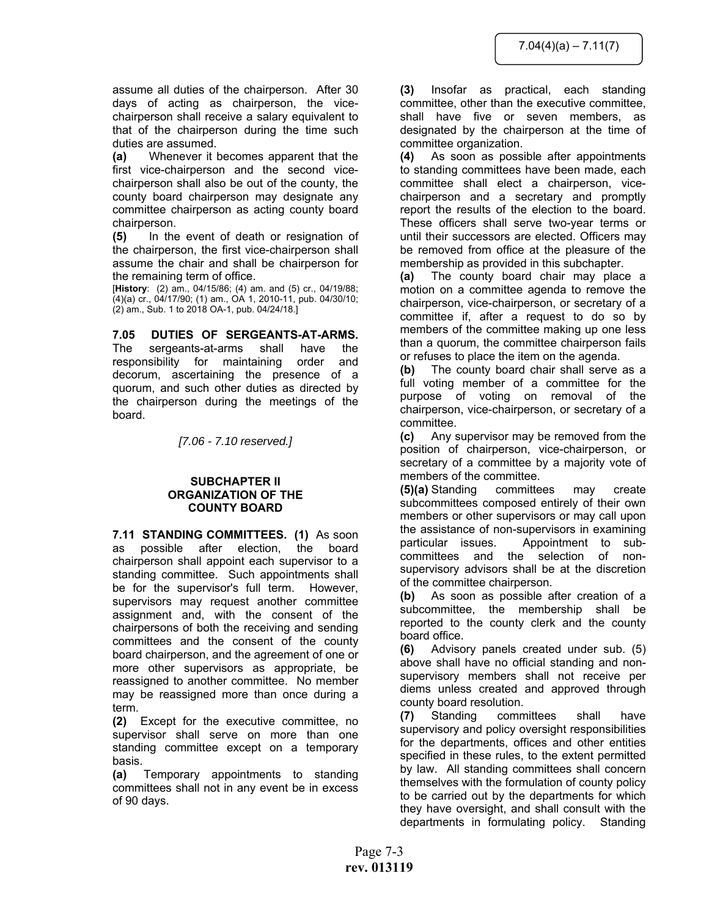assume all duties of the chairperson. After 30 days of acting as chairperson, the vice-chairperson shall receive a salary equivalent to that of the chairperson during the time such duties are assumed.

**(a)** Whenever it becomes apparent that the first vice-chairperson and the second vice-chairperson shall also be out of the county, the county board chairperson may designate any committee chairperson as acting county board chairperson.

**(5)** In the event of death or resignation of the chairperson, the first vice-chairperson shall assume the chair and shall be chairperson for the remaining term of office.

[**History**: (2) am., 04/15/86; (4) am. and (5) cr., 04/19/88; (4)(a) cr., 04/17/90; (1) am., OA 1, 2010-11, pub. 04/30/10; (2) am., Sub. 1 to 2018 OA-1, pub. 04/24/18.]

**7.05 DUTIES OF SERGEANTS-AT-ARMS.** The sergeants-at-arms shall have the responsibility for maintaining order and decorum, ascertaining the presence of a quorum, and such other duties as directed by the chairperson during the meetings of the board.

*[7.06 - 7.10 reserved.]*

## SUBCHAPTER II
## ORGANIZATION OF THE COUNTY BOARD

**7.11 STANDING COMMITTEES. (1)** As soon as possible after election, the board chairperson shall appoint each supervisor to a standing committee. Such appointments shall be for the supervisor's full term. However, supervisors may request another committee assignment and, with the consent of the chairpersons of both the receiving and sending committees and the consent of the county board chairperson, and the agreement of one or more other supervisors as appropriate, be reassigned to another committee. No member may be reassigned more than once during a term.

**(2)** Except for the executive committee, no supervisor shall serve on more than one standing committee except on a temporary basis.

**(a)** Temporary appointments to standing committees shall not in any event be in excess of 90 days.

**(3)** Insofar as practical, each standing committee, other than the executive committee, shall have five or seven members, as designated by the chairperson at the time of committee organization.

**(4)** As soon as possible after appointments to standing committees have been made, each committee shall elect a chairperson, vice-chairperson and a secretary and promptly report the results of the election to the board. These officers shall serve two-year terms or until their successors are elected. Officers may be removed from office at the pleasure of the membership as provided in this subchapter.

**(a)** The county board chair may place a motion on a committee agenda to remove the chairperson, vice-chairperson, or secretary of a committee if, after a request to do so by members of the committee making up one less than a quorum, the committee chairperson fails or refuses to place the item on the agenda.

**(b)** The county board chair shall serve as a full voting member of a committee for the purpose of voting on removal of the chairperson, vice-chairperson, or secretary of a committee.

**(c)** Any supervisor may be removed from the position of chairperson, vice-chairperson, or secretary of a committee by a majority vote of members of the committee.

**(5)(a)** Standing committees may create subcommittees composed entirely of their own members or other supervisors or may call upon the assistance of non-supervisors in examining particular issues. Appointment to sub-committees and the selection of non-supervisory advisors shall be at the discretion of the committee chairperson.

**(b)** As soon as possible after creation of a subcommittee, the membership shall be reported to the county clerk and the county board office.

**(6)** Advisory panels created under sub. (5) above shall have no official standing and non-supervisory members shall not receive per diems unless created and approved through county board resolution.

**(7)** Standing committees shall have supervisory and policy oversight responsibilities for the departments, offices and other entities specified in these rules, to the extent permitted by law. All standing committees shall concern themselves with the formulation of county policy to be carried out by the departments for which they have oversight, and shall consult with the departments in formulating policy. Standing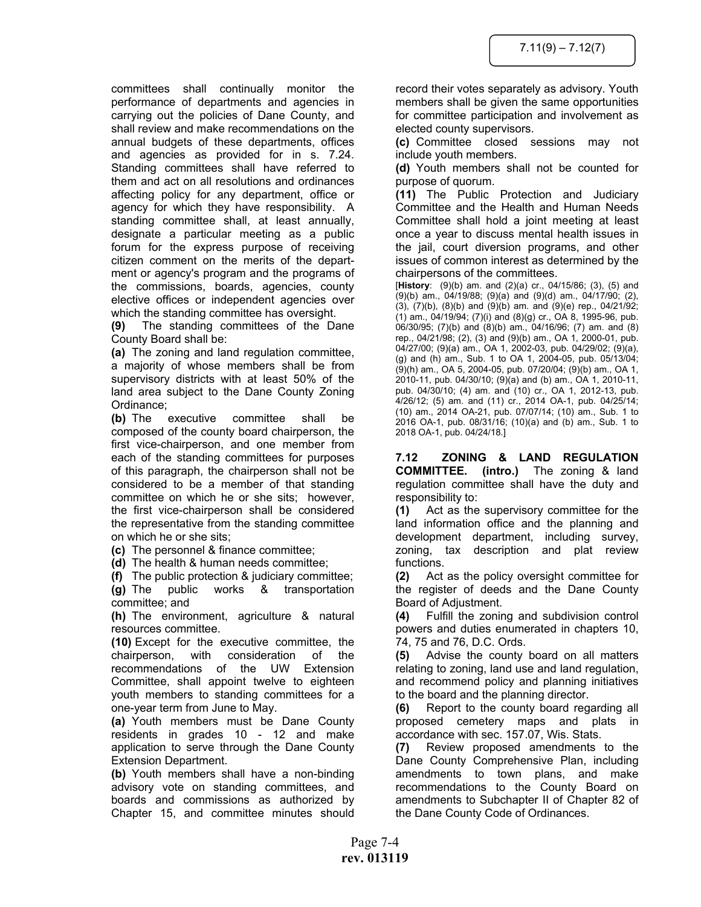committees shall continually monitor the performance of departments and agencies in carrying out the policies of Dane County, and shall review and make recommendations on the annual budgets of these departments, offices and agencies as provided for in s. 7.24. Standing committees shall have referred to them and act on all resolutions and ordinances affecting policy for any department, office or agency for which they have responsibility. A standing committee shall, at least annually, designate a particular meeting as a public forum for the express purpose of receiving citizen comment on the merits of the department or agency's program and the programs of the commissions, boards, agencies, county elective offices or independent agencies over which the standing committee has oversight.

**(9)** The standing committees of the Dane County Board shall be:

**(a)** The zoning and land regulation committee, a majority of whose members shall be from supervisory districts with at least 50% of the land area subject to the Dane County Zoning Ordinance;

**(b)** The executive committee shall be composed of the county board chairperson, the first vice-chairperson, and one member from each of the standing committees for purposes of this paragraph, the chairperson shall not be considered to be a member of that standing committee on which he or she sits; however, the first vice-chairperson shall be considered the representative from the standing committee on which he or she sits;

**(c)** The personnel & finance committee;

**(d)** The health & human needs committee;

**(f)** The public protection & judiciary committee;

**(g)** The public works & transportation committee; and

**(h)** The environment, agriculture & natural resources committee.

**(10)** Except for the executive committee, the chairperson, with consideration of the recommendations of the UW Extension Committee, shall appoint twelve to eighteen youth members to standing committees for a one-year term from June to May.

**(a)** Youth members must be Dane County residents in grades 10 - 12 and make application to serve through the Dane County Extension Department.

**(b)** Youth members shall have a non-binding advisory vote on standing committees, and boards and commissions as authorized by Chapter 15, and committee minutes should record their votes separately as advisory. Youth members shall be given the same opportunities for committee participation and involvement as elected county supervisors.

**(c)** Committee closed sessions may not include youth members.

**(d)** Youth members shall not be counted for purpose of quorum.

**(11)** The Public Protection and Judiciary Committee and the Health and Human Needs Committee shall hold a joint meeting at least once a year to discuss mental health issues in the jail, court diversion programs, and other issues of common interest as determined by the chairpersons of the committees.

[**History**: (9)(b) am. and (2)(a) cr., 04/15/86; (3), (5) and (9)(b) am., 04/19/88; (9)(a) and (9)(d) am., 04/17/90; (2), (3), (7)(b), (8)(b) and (9)(b) am. and (9)(e) rep., 04/21/92; (1) am., 04/19/94; (7)(i) and (8)(g) cr., OA 8, 1995-96, pub. 06/30/95; (7)(b) and (8)(b) am., 04/16/96; (7) am. and (8) rep., 04/21/98; (2), (3) and (9)(b) am., OA 1, 2000-01, pub. 04/27/00; (9)(a) am., OA 1, 2002-03, pub. 04/29/02; (9)(a), (g) and (h) am., Sub. 1 to OA 1, 2004-05, pub. 05/13/04; (9)(h) am., OA 5, 2004-05, pub. 07/20/04; (9)(b) am., OA 1, 2010-11, pub. 04/30/10; (9)(a) and (b) am., OA 1, 2010-11, pub. 04/30/10; (4) am. and (10) cr., OA 1, 2012-13, pub. 4/26/12; (5) am. and (11) cr., 2014 OA-1, pub. 04/25/14; (10) am., 2014 OA-21, pub. 07/07/14; (10) am., Sub. 1 to 2016 OA-1, pub. 08/31/16; (10)(a) and (b) am., Sub. 1 to 2018 OA-1, pub. 04/24/18.]

**7.12 ZONING & LAND REGULATION COMMITTEE. (intro.)** The zoning & land regulation committee shall have the duty and responsibility to:

**(1)** Act as the supervisory committee for the land information office and the planning and development department, including survey, zoning, tax description and plat review functions.

**(2)** Act as the policy oversight committee for the register of deeds and the Dane County Board of Adjustment.

**(4)** Fulfill the zoning and subdivision control powers and duties enumerated in chapters 10, 74, 75 and 76, D.C. Ords.

**(5)** Advise the county board on all matters relating to zoning, land use and land regulation, and recommend policy and planning initiatives to the board and the planning director.

**(6)** Report to the county board regarding all proposed cemetery maps and plats in accordance with sec. 157.07, Wis. Stats.

**(7)** Review proposed amendments to the Dane County Comprehensive Plan, including amendments to town plans, and make recommendations to the County Board on amendments to Subchapter II of Chapter 82 of the Dane County Code of Ordinances.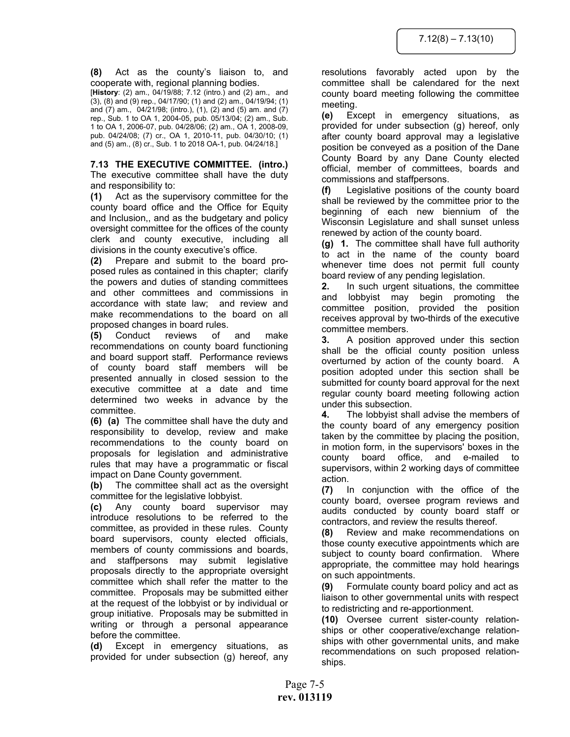**(8)** Act as the county's liaison to, and cooperate with, regional planning bodies.

[**History**: (2) am., 04/19/88; 7.12 (intro.) and (2) am., and (3), (8) and (9) rep., 04/17/90; (1) and (2) am., 04/19/94; (1) and (7) am., 04/21/98; (intro.), (1), (2) and (5) am. and (7) rep., Sub. 1 to OA 1, 2004-05, pub. 05/13/04; (2) am., Sub. 1 to OA 1, 2006-07, pub. 04/28/06; (2) am., OA 1, 2008-09, pub. 04/24/08; (7) cr., OA 1, 2010-11, pub. 04/30/10; (1) and (5) am., (8) cr., Sub. 1 to 2018 OA-1, pub. 04/24/18.]

**7.13 THE EXECUTIVE COMMITTEE. (intro.)** The executive committee shall have the duty and responsibility to:

**(1)** Act as the supervisory committee for the county board office and the Office for Equity and Inclusion,, and as the budgetary and policy oversight committee for the offices of the county clerk and county executive, including all divisions in the county executive's office.

**(2)** Prepare and submit to the board proposed rules as contained in this chapter; clarify the powers and duties of standing committees and other committees and commissions in accordance with state law; and review and make recommendations to the board on all proposed changes in board rules.

**(5)** Conduct reviews of and make recommendations on county board functioning and board support staff. Performance reviews of county board staff members will be presented annually in closed session to the executive committee at a date and time determined two weeks in advance by the committee.

**(6) (a)** The committee shall have the duty and responsibility to develop, review and make recommendations to the county board on proposals for legislation and administrative rules that may have a programmatic or fiscal impact on Dane County government.

**(b)** The committee shall act as the oversight committee for the legislative lobbyist.

**(c)** Any county board supervisor may introduce resolutions to be referred to the committee, as provided in these rules. County board supervisors, county elected officials, members of county commissions and boards, and staffpersons may submit legislative proposals directly to the appropriate oversight committee which shall refer the matter to the committee. Proposals may be submitted either at the request of the lobbyist or by individual or group initiative. Proposals may be submitted in writing or through a personal appearance before the committee.

**(d)** Except in emergency situations, as provided for under subsection (g) hereof, any resolutions favorably acted upon by the committee shall be calendared for the next county board meeting following the committee meeting.

**(e)** Except in emergency situations, as provided for under subsection (g) hereof, only after county board approval may a legislative position be conveyed as a position of the Dane County Board by any Dane County elected official, member of committees, boards and commissions and staffpersons.

**(f)** Legislative positions of the county board shall be reviewed by the committee prior to the beginning of each new biennium of the Wisconsin Legislature and shall sunset unless renewed by action of the county board.

**(g) 1.** The committee shall have full authority to act in the name of the county board whenever time does not permit full county board review of any pending legislation.

**2.** In such urgent situations, the committee and lobbyist may begin promoting the committee position, provided the position receives approval by two-thirds of the executive committee members.

**3.** A position approved under this section shall be the official county position unless overturned by action of the county board. A position adopted under this section shall be submitted for county board approval for the next regular county board meeting following action under this subsection.

**4.** The lobbyist shall advise the members of the county board of any emergency position taken by the committee by placing the position, in motion form, in the supervisors' boxes in the county board office, and e-mailed to supervisors, within 2 working days of committee action.

**(7)** In conjunction with the office of the county board, oversee program reviews and audits conducted by county board staff or contractors, and review the results thereof.

**(8)** Review and make recommendations on those county executive appointments which are subject to county board confirmation. Where appropriate, the committee may hold hearings on such appointments.

**(9)** Formulate county board policy and act as liaison to other governmental units with respect to redistricting and re-apportionment.

**(10)** Oversee current sister-county relationships or other cooperative/exchange relationships with other governmental units, and make recommendations on such proposed relationships.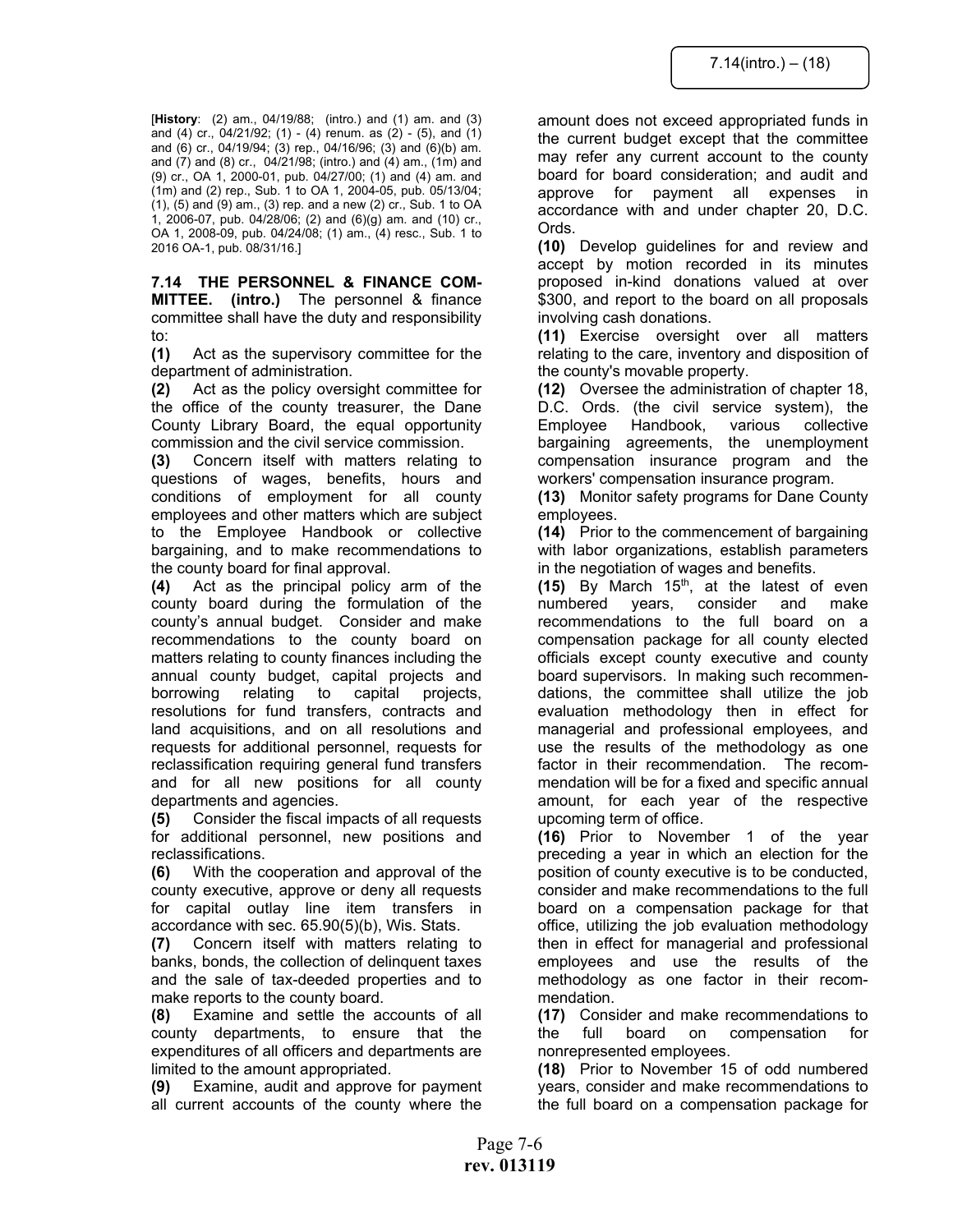[**History**: (2) am., 04/19/88; (intro.) and (1) am. and (3) and (4) cr., 04/21/92; (1) - (4) renum. as (2) - (5), and (1) and (6) cr., 04/19/94; (3) rep., 04/16/96; (3) and (6)(b) am. and (7) and (8) cr., 04/21/98; (intro.) and (4) am., (1m) and (9) cr., OA 1, 2000-01, pub. 04/27/00; (1) and (4) am. and (1m) and (2) rep., Sub. 1 to OA 1, 2004-05, pub. 05/13/04; (1), (5) and (9) am., (3) rep. and a new (2) cr., Sub. 1 to OA 1, 2006-07, pub. 04/28/06; (2) and (6)(g) am. and (10) cr., OA 1, 2008-09, pub. 04/24/08; (1) am., (4) resc., Sub. 1 to 2016 OA-1, pub. 08/31/16.]

**7.14 THE PERSONNEL & FINANCE COMMITTEE. (intro.)** The personnel & finance committee shall have the duty and responsibility to:

**(1)** Act as the supervisory committee for the department of administration.

**(2)** Act as the policy oversight committee for the office of the county treasurer, the Dane County Library Board, the equal opportunity commission and the civil service commission.

**(3)** Concern itself with matters relating to questions of wages, benefits, hours and conditions of employment for all county employees and other matters which are subject to the Employee Handbook or collective bargaining, and to make recommendations to the county board for final approval.

**(4)** Act as the principal policy arm of the county board during the formulation of the county's annual budget. Consider and make recommendations to the county board on matters relating to county finances including the annual county budget, capital projects and borrowing relating to capital projects, resolutions for fund transfers, contracts and land acquisitions, and on all resolutions and requests for additional personnel, requests for reclassification requiring general fund transfers and for all new positions for all county departments and agencies.

**(5)** Consider the fiscal impacts of all requests for additional personnel, new positions and reclassifications.

**(6)** With the cooperation and approval of the county executive, approve or deny all requests for capital outlay line item transfers in accordance with sec. 65.90(5)(b), Wis. Stats.

**(7)** Concern itself with matters relating to banks, bonds, the collection of delinquent taxes and the sale of tax-deeded properties and to make reports to the county board.

**(8)** Examine and settle the accounts of all county departments, to ensure that the expenditures of all officers and departments are limited to the amount appropriated.

**(9)** Examine, audit and approve for payment all current accounts of the county where the amount does not exceed appropriated funds in the current budget except that the committee may refer any current account to the county board for board consideration; and audit and approve for payment all expenses in accordance with and under chapter 20, D.C. Ords.

**(10)** Develop guidelines for and review and accept by motion recorded in its minutes proposed in-kind donations valued at over $300, and report to the board on all proposals involving cash donations.

**(11)** Exercise oversight over all matters relating to the care, inventory and disposition of the county's movable property.

**(12)** Oversee the administration of chapter 18, D.C. Ords. (the civil service system), the Employee Handbook, various collective bargaining agreements, the unemployment compensation insurance program and the workers' compensation insurance program.

**(13)** Monitor safety programs for Dane County employees.

**(14)** Prior to the commencement of bargaining with labor organizations, establish parameters in the negotiation of wages and benefits.

**(15)** By March 15th, at the latest of even numbered years, consider and make recommendations to the full board on a compensation package for all county elected officials except county executive and county board supervisors. In making such recommendations, the committee shall utilize the job evaluation methodology then in effect for managerial and professional employees, and use the results of the methodology as one factor in their recommendation. The recommendation will be for a fixed and specific annual amount, for each year of the respective upcoming term of office.

**(16)** Prior to November 1 of the year preceding a year in which an election for the position of county executive is to be conducted, consider and make recommendations to the full board on a compensation package for that office, utilizing the job evaluation methodology then in effect for managerial and professional employees and use the results of the methodology as one factor in their recommendation.

**(17)** Consider and make recommendations to the full board on compensation for nonrepresented employees.

**(18)** Prior to November 15 of odd numbered years, consider and make recommendations to the full board on a compensation package for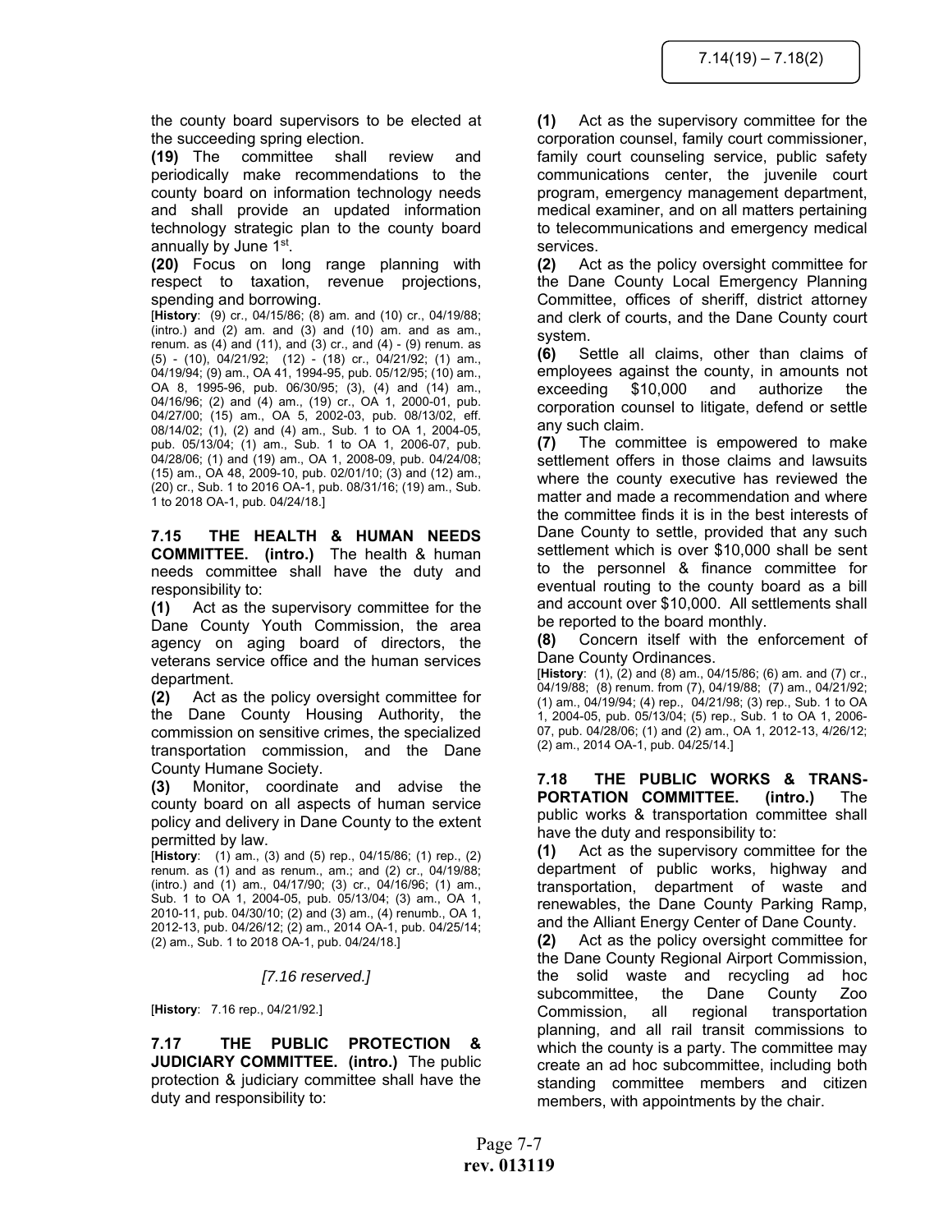the county board supervisors to be elected at the succeeding spring election.

**(19)** The committee shall review and periodically make recommendations to the county board on information technology needs and shall provide an updated information technology strategic plan to the county board annually by June 1st.

**(20)** Focus on long range planning with respect to taxation, revenue projections, spending and borrowing.

[**History**: (9) cr., 04/15/86; (8) am. and (10) cr., 04/19/88; (intro.) and (2) am. and (3) and (10) am. and as am., renum. as (4) and (11), and (3) cr., and (4) - (9) renum. as (5) - (10), 04/21/92; (12) - (18) cr., 04/21/92; (1) am., 04/19/94; (9) am., OA 41, 1994-95, pub. 05/12/95; (10) am., OA 8, 1995-96, pub. 06/30/95; (3), (4) and (14) am., 04/16/96; (2) and (4) am., (19) cr., OA 1, 2000-01, pub. 04/27/00; (15) am., OA 5, 2002-03, pub. 08/13/02, eff. 08/14/02; (1), (2) and (4) am., Sub. 1 to OA 1, 2004-05, pub. 05/13/04; (1) am., Sub. 1 to OA 1, 2006-07, pub. 04/28/06; (1) and (19) am., OA 1, 2008-09, pub. 04/24/08; (15) am., OA 48, 2009-10, pub. 02/01/10; (3) and (12) am., (20) cr., Sub. 1 to 2016 OA-1, pub. 08/31/16; (19) am., Sub. 1 to 2018 OA-1, pub. 04/24/18.]

**7.15 THE HEALTH & HUMAN NEEDS COMMITTEE. (intro.)** The health & human needs committee shall have the duty and responsibility to:

**(1)** Act as the supervisory committee for the Dane County Youth Commission, the area agency on aging board of directors, the veterans service office and the human services department.

**(2)** Act as the policy oversight committee for the Dane County Housing Authority, the commission on sensitive crimes, the specialized transportation commission, and the Dane County Humane Society.

**(3)** Monitor, coordinate and advise the county board on all aspects of human service policy and delivery in Dane County to the extent permitted by law.

[**History**: (1) am., (3) and (5) rep., 04/15/86; (1) rep., (2) renum. as (1) and as renum., am.; and (2) cr., 04/19/88; (intro.) and (1) am., 04/17/90; (3) cr., 04/16/96; (1) am., Sub. 1 to OA 1, 2004-05, pub. 05/13/04; (3) am., OA 1, 2010-11, pub. 04/30/10; (2) and (3) am., (4) renumb., OA 1, 2012-13, pub. 04/26/12; (2) am., 2014 OA-1, pub. 04/25/14; (2) am., Sub. 1 to 2018 OA-1, pub. 04/24/18.]

*[7.16 reserved.]*

[**History**: 7.16 rep., 04/21/92.]

**7.17 THE PUBLIC PROTECTION & JUDICIARY COMMITTEE. (intro.)** The public protection & judiciary committee shall have the duty and responsibility to:

**(1)** Act as the supervisory committee for the corporation counsel, family court commissioner, family court counseling service, public safety communications center, the juvenile court program, emergency management department, medical examiner, and on all matters pertaining to telecommunications and emergency medical services.

**(2)** Act as the policy oversight committee for the Dane County Local Emergency Planning Committee, offices of sheriff, district attorney and clerk of courts, and the Dane County court system.

**(6)** Settle all claims, other than claims of employees against the county, in amounts not exceeding $10,000 and authorize the corporation counsel to litigate, defend or settle any such claim.

**(7)** The committee is empowered to make settlement offers in those claims and lawsuits where the county executive has reviewed the matter and made a recommendation and where the committee finds it is in the best interests of Dane County to settle, provided that any such settlement which is over $10,000 shall be sent to the personnel & finance committee for eventual routing to the county board as a bill and account over $10,000. All settlements shall be reported to the board monthly.

**(8)** Concern itself with the enforcement of Dane County Ordinances.

[**History**: (1), (2) and (8) am., 04/15/86; (6) am. and (7) cr., 04/19/88; (8) renum. from (7), 04/19/88; (7) am., 04/21/92; (1) am., 04/19/94; (4) rep., 04/21/98; (3) rep., Sub. 1 to OA 1, 2004-05, pub. 05/13/04; (5) rep., Sub. 1 to OA 1, 2006-07, pub. 04/28/06; (1) and (2) am., OA 1, 2012-13, 4/26/12; (2) am., 2014 OA-1, pub. 04/25/14.]

**7.18 THE PUBLIC WORKS & TRANSPORTATION COMMITTEE. (intro.)** The public works & transportation committee shall have the duty and responsibility to:

**(1)** Act as the supervisory committee for the department of public works, highway and transportation, department of waste and renewables, the Dane County Parking Ramp, and the Alliant Energy Center of Dane County.

**(2)** Act as the policy oversight committee for the Dane County Regional Airport Commission, the solid waste and recycling ad hoc subcommittee, the Dane County Zoo Commission, all regional transportation planning, and all rail transit commissions to which the county is a party. The committee may create an ad hoc subcommittee, including both standing committee members and citizen members, with appointments by the chair.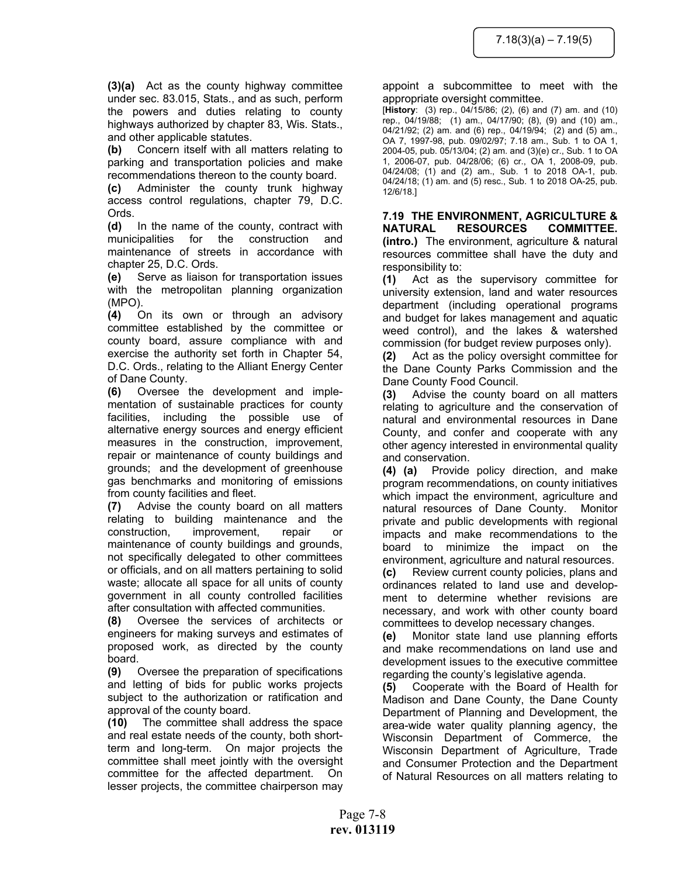**(3)(a)** Act as the county highway committee under sec. 83.015, Stats., and as such, perform the powers and duties relating to county highways authorized by chapter 83, Wis. Stats., and other applicable statutes.

**(b)** Concern itself with all matters relating to parking and transportation policies and make recommendations thereon to the county board.

**(c)** Administer the county trunk highway access control regulations, chapter 79, D.C. Ords.

**(d)** In the name of the county, contract with municipalities for the construction and maintenance of streets in accordance with chapter 25, D.C. Ords.

**(e)** Serve as liaison for transportation issues with the metropolitan planning organization (MPO).

**(4)** On its own or through an advisory committee established by the committee or county board, assure compliance with and exercise the authority set forth in Chapter 54, D.C. Ords., relating to the Alliant Energy Center of Dane County.

**(6)** Oversee the development and implementation of sustainable practices for county facilities, including the possible use of alternative energy sources and energy efficient measures in the construction, improvement, repair or maintenance of county buildings and grounds; and the development of greenhouse gas benchmarks and monitoring of emissions from county facilities and fleet.

**(7)** Advise the county board on all matters relating to building maintenance and the construction, improvement, repair or maintenance of county buildings and grounds, not specifically delegated to other committees or officials, and on all matters pertaining to solid waste; allocate all space for all units of county government in all county controlled facilities after consultation with affected communities.

**(8)** Oversee the services of architects or engineers for making surveys and estimates of proposed work, as directed by the county board.

**(9)** Oversee the preparation of specifications and letting of bids for public works projects subject to the authorization or ratification and approval of the county board.

**(10)** The committee shall address the space and real estate needs of the county, both short-term and long-term. On major projects the committee shall meet jointly with the oversight committee for the affected department. On lesser projects, the committee chairperson may appoint a subcommittee to meet with the appropriate oversight committee.

[**History**: (3) rep., 04/15/86; (2), (6) and (7) am. and (10) rep., 04/19/88; (1) am., 04/17/90; (8), (9) and (10) am., 04/21/92; (2) am. and (6) rep., 04/19/94; (2) and (5) am., OA 7, 1997-98, pub. 09/02/97; 7.18 am., Sub. 1 to OA 1, 2004-05, pub. 05/13/04; (2) am. and (3)(e) cr., Sub. 1 to OA 1, 2006-07, pub. 04/28/06; (6) cr., OA 1, 2008-09, pub. 04/24/08; (1) and (2) am., Sub. 1 to 2018 OA-1, pub. 04/24/18; (1) am. and (5) resc., Sub. 1 to 2018 OA-25, pub. 12/6/18.]

**7.19 THE ENVIRONMENT, AGRICULTURE & NATURAL RESOURCES COMMITTEE.**

**(intro.)** The environment, agriculture & natural resources committee shall have the duty and responsibility to:

**(1)** Act as the supervisory committee for university extension, land and water resources department (including operational programs and budget for lakes management and aquatic weed control), and the lakes & watershed commission (for budget review purposes only).

**(2)** Act as the policy oversight committee for the Dane County Parks Commission and the Dane County Food Council.

**(3)** Advise the county board on all matters relating to agriculture and the conservation of natural and environmental resources in Dane County, and confer and cooperate with any other agency interested in environmental quality and conservation.

**(4) (a)** Provide policy direction, and make program recommendations, on county initiatives which impact the environment, agriculture and natural resources of Dane County. Monitor private and public developments with regional impacts and make recommendations to the board to minimize the impact on the environment, agriculture and natural resources.

**(c)** Review current county policies, plans and ordinances related to land use and development to determine whether revisions are necessary, and work with other county board committees to develop necessary changes.

**(e)** Monitor state land use planning efforts and make recommendations on land use and development issues to the executive committee regarding the county's legislative agenda.

**(5)** Cooperate with the Board of Health for Madison and Dane County, the Dane County Department of Planning and Development, the area-wide water quality planning agency, the Wisconsin Department of Commerce, the Wisconsin Department of Agriculture, Trade and Consumer Protection and the Department of Natural Resources on all matters relating to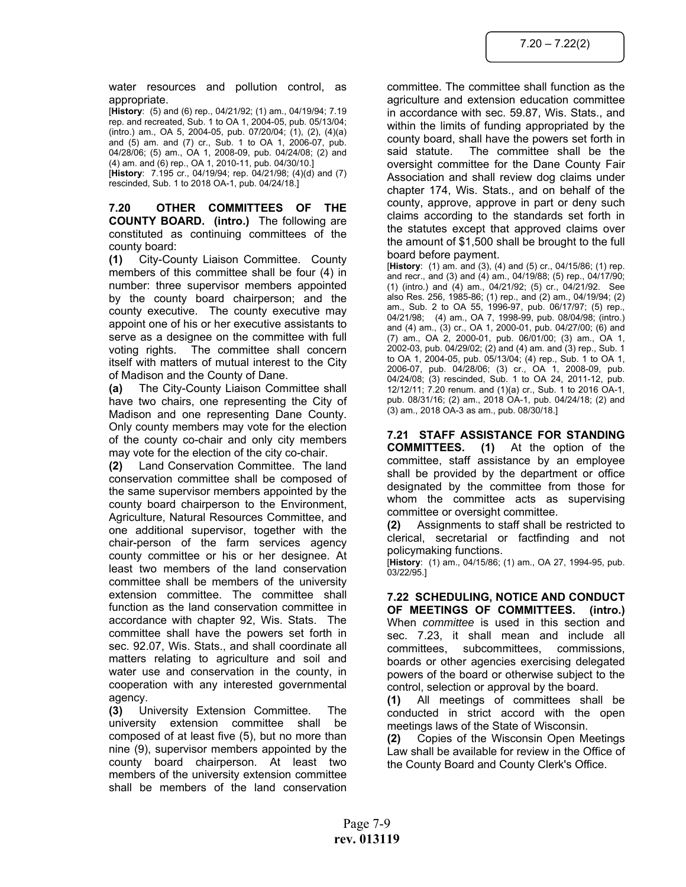water resources and pollution control, as appropriate.

[**History**: (5) and (6) rep., 04/21/92; (1) am., 04/19/94; 7.19 rep. and recreated, Sub. 1 to OA 1, 2004-05, pub. 05/13/04; (intro.) am., OA 5, 2004-05, pub. 07/20/04; (1), (2), (4)(a) and (5) am. and (7) cr., Sub. 1 to OA 1, 2006-07, pub. 04/28/06; (5) am., OA 1, 2008-09, pub. 04/24/08; (2) and (4) am. and (6) rep., OA 1, 2010-11, pub. 04/30/10.]

[**History**: 7.195 cr., 04/19/94; rep. 04/21/98; (4)(d) and (7) rescinded, Sub. 1 to 2018 OA-1, pub. 04/24/18.]

**7.20 OTHER COMMITTEES OF THE COUNTY BOARD. (intro.)** The following are constituted as continuing committees of the county board:

**(1)** City-County Liaison Committee. County members of this committee shall be four (4) in number: three supervisor members appointed by the county board chairperson; and the county executive. The county executive may appoint one of his or her executive assistants to serve as a designee on the committee with full voting rights. The committee shall concern itself with matters of mutual interest to the City of Madison and the County of Dane.

**(a)** The City-County Liaison Committee shall have two chairs, one representing the City of Madison and one representing Dane County. Only county members may vote for the election of the county co-chair and only city members may vote for the election of the city co-chair.

**(2)** Land Conservation Committee. The land conservation committee shall be composed of the same supervisor members appointed by the county board chairperson to the Environment, Agriculture, Natural Resources Committee, and one additional supervisor, together with the chair-person of the farm services agency county committee or his or her designee. At least two members of the land conservation committee shall be members of the university extension committee. The committee shall function as the land conservation committee in accordance with chapter 92, Wis. Stats. The committee shall have the powers set forth in sec. 92.07, Wis. Stats., and shall coordinate all matters relating to agriculture and soil and water use and conservation in the county, in cooperation with any interested governmental agency.

**(3)** University Extension Committee. The university extension committee shall be composed of at least five (5), but no more than nine (9), supervisor members appointed by the county board chairperson. At least two members of the university extension committee shall be members of the land conservation committee. The committee shall function as the agriculture and extension education committee in accordance with sec. 59.87, Wis. Stats., and within the limits of funding appropriated by the county board, shall have the powers set forth in said statute. The committee shall be the oversight committee for the Dane County Fair Association and shall review dog claims under chapter 174, Wis. Stats., and on behalf of the county, approve, approve in part or deny such claims according to the standards set forth in the statutes except that approved claims over the amount of $1,500 shall be brought to the full board before payment.

[**History**: (1) am. and (3), (4) and (5) cr., 04/15/86; (1) rep. and recr., and (3) and (4) am., 04/19/88; (5) rep., 04/17/90; (1) (intro.) and (4) am., 04/21/92; (5) cr., 04/21/92. See also Res. 256, 1985-86; (1) rep., and (2) am., 04/19/94; (2) am., Sub. 2 to OA 55, 1996-97, pub. 06/17/97; (5) rep., 04/21/98; (4) am., OA 7, 1998-99, pub. 08/04/98; (intro.) and (4) am., (3) cr., OA 1, 2000-01, pub. 04/27/00; (6) and (7) am., OA 2, 2000-01, pub. 06/01/00; (3) am., OA 1, 2002-03, pub. 04/29/02; (2) and (4) am. and (3) rep., Sub. 1 to OA 1, 2004-05, pub. 05/13/04; (4) rep., Sub. 1 to OA 1, 2006-07, pub. 04/28/06; (3) cr., OA 1, 2008-09, pub. 04/24/08; (3) rescinded, Sub. 1 to OA 24, 2011-12, pub. 12/12/11; 7.20 renum. and (1)(a) cr., Sub. 1 to 2016 OA-1, pub. 08/31/16; (2) am., 2018 OA-1, pub. 04/24/18; (2) and (3) am., 2018 OA-3 as am., pub. 08/30/18.]

**7.21 STAFF ASSISTANCE FOR STANDING COMMITTEES. (1)** At the option of the committee, staff assistance by an employee shall be provided by the department or office designated by the committee from those for whom the committee acts as supervising committee or oversight committee.

**(2)** Assignments to staff shall be restricted to clerical, secretarial or factfinding and not policymaking functions.

[**History**: (1) am., 04/15/86; (1) am., OA 27, 1994-95, pub. 03/22/95.]

**7.22 SCHEDULING, NOTICE AND CONDUCT OF MEETINGS OF COMMITTEES. (intro.)** When *committee* is used in this section and sec. 7.23, it shall mean and include all committees, subcommittees, commissions, boards or other agencies exercising delegated powers of the board or otherwise subject to the control, selection or approval by the board.

**(1)** All meetings of committees shall be conducted in strict accord with the open meetings laws of the State of Wisconsin.

**(2)** Copies of the Wisconsin Open Meetings Law shall be available for review in the Office of the County Board and County Clerk's Office.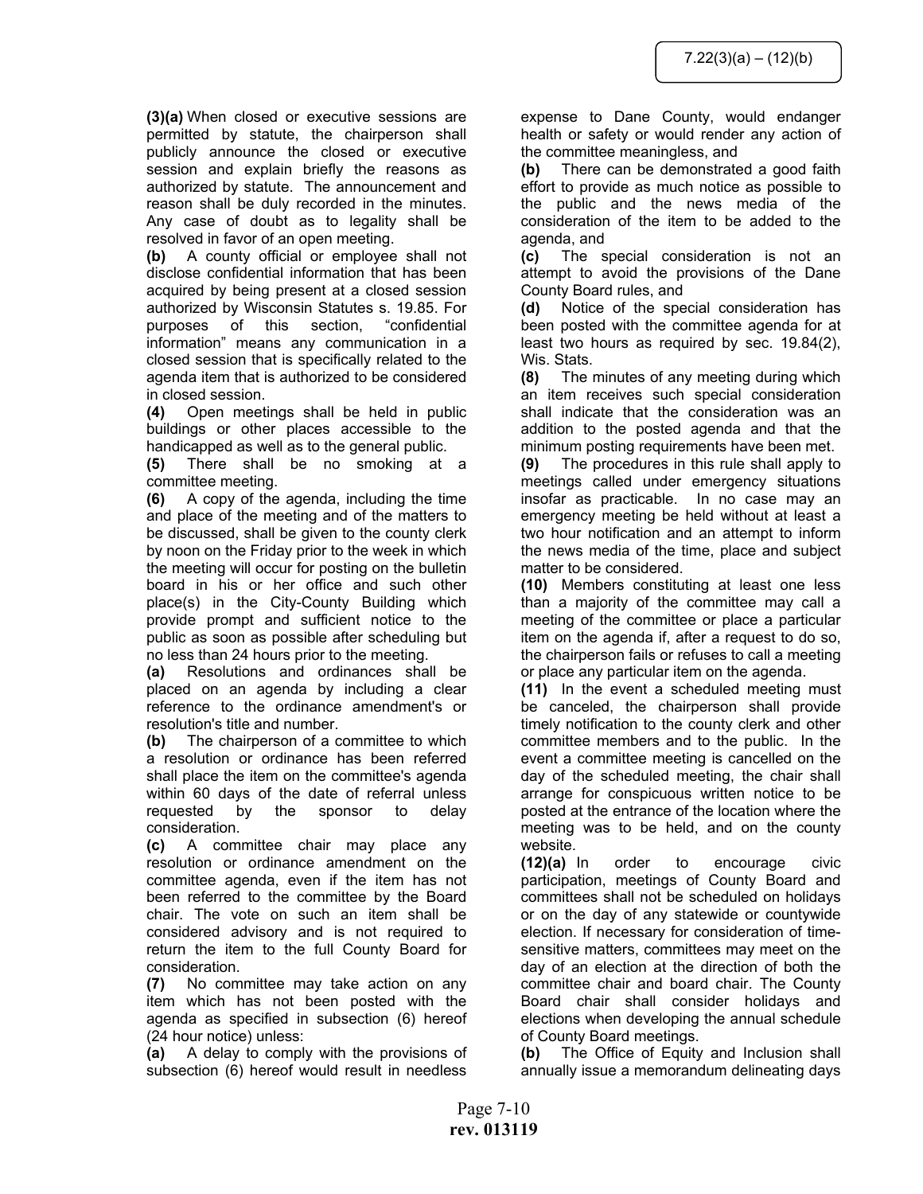**(3)(a)** When closed or executive sessions are permitted by statute, the chairperson shall publicly announce the closed or executive session and explain briefly the reasons as authorized by statute. The announcement and reason shall be duly recorded in the minutes. Any case of doubt as to legality shall be resolved in favor of an open meeting.

**(b)** A county official or employee shall not disclose confidential information that has been acquired by being present at a closed session authorized by Wisconsin Statutes s. 19.85. For purposes of this section, "confidential information" means any communication in a closed session that is specifically related to the agenda item that is authorized to be considered in closed session.

**(4)** Open meetings shall be held in public buildings or other places accessible to the handicapped as well as to the general public.

**(5)** There shall be no smoking at a committee meeting.

**(6)** A copy of the agenda, including the time and place of the meeting and of the matters to be discussed, shall be given to the county clerk by noon on the Friday prior to the week in which the meeting will occur for posting on the bulletin board in his or her office and such other place(s) in the City-County Building which provide prompt and sufficient notice to the public as soon as possible after scheduling but no less than 24 hours prior to the meeting.

**(a)** Resolutions and ordinances shall be placed on an agenda by including a clear reference to the ordinance amendment's or resolution's title and number.

**(b)** The chairperson of a committee to which a resolution or ordinance has been referred shall place the item on the committee's agenda within 60 days of the date of referral unless requested by the sponsor to delay consideration.

**(c)** A committee chair may place any resolution or ordinance amendment on the committee agenda, even if the item has not been referred to the committee by the Board chair. The vote on such an item shall be considered advisory and is not required to return the item to the full County Board for consideration.

**(7)** No committee may take action on any item which has not been posted with the agenda as specified in subsection (6) hereof (24 hour notice) unless:

**(a)** A delay to comply with the provisions of subsection (6) hereof would result in needless expense to Dane County, would endanger health or safety or would render any action of the committee meaningless, and

**(b)** There can be demonstrated a good faith effort to provide as much notice as possible to the public and the news media of the consideration of the item to be added to the agenda, and

**(c)** The special consideration is not an attempt to avoid the provisions of the Dane County Board rules, and

**(d)** Notice of the special consideration has been posted with the committee agenda for at least two hours as required by sec. 19.84(2), Wis. Stats.

**(8)** The minutes of any meeting during which an item receives such special consideration shall indicate that the consideration was an addition to the posted agenda and that the minimum posting requirements have been met.

**(9)** The procedures in this rule shall apply to meetings called under emergency situations insofar as practicable. In no case may an emergency meeting be held without at least a two hour notification and an attempt to inform the news media of the time, place and subject matter to be considered.

**(10)** Members constituting at least one less than a majority of the committee may call a meeting of the committee or place a particular item on the agenda if, after a request to do so, the chairperson fails or refuses to call a meeting or place any particular item on the agenda.

**(11)** In the event a scheduled meeting must be canceled, the chairperson shall provide timely notification to the county clerk and other committee members and to the public. In the event a committee meeting is cancelled on the day of the scheduled meeting, the chair shall arrange for conspicuous written notice to be posted at the entrance of the location where the meeting was to be held, and on the county website.

**(12)(a)** In order to encourage civic participation, meetings of County Board and committees shall not be scheduled on holidays or on the day of any statewide or countywide election. If necessary for consideration of time-sensitive matters, committees may meet on the day of an election at the direction of both the committee chair and board chair. The County Board chair shall consider holidays and elections when developing the annual schedule of County Board meetings.

**(b)** The Office of Equity and Inclusion shall annually issue a memorandum delineating days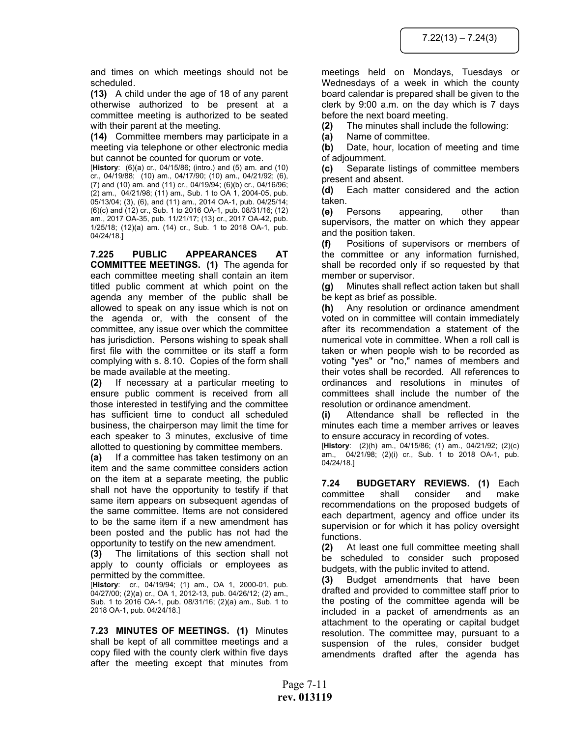and times on which meetings should not be scheduled.

**(13)** A child under the age of 18 of any parent otherwise authorized to be present at a committee meeting is authorized to be seated with their parent at the meeting.

**(14)** Committee members may participate in a meeting via telephone or other electronic media but cannot be counted for quorum or vote.

[**History**: (6)(a) cr., 04/15/86; (intro.) and (5) am. and (10) cr., 04/19/88; (10) am., 04/17/90; (10) am., 04/21/92; (6), (7) and (10) am. and (11) cr., 04/19/94; (6)(b) cr., 04/16/96; (2) am., 04/21/98; (11) am., Sub. 1 to OA 1, 2004-05, pub. 05/13/04; (3), (6), and (11) am., 2014 OA-1, pub. 04/25/14; (6)(c) and (12) cr., Sub. 1 to 2016 OA-1, pub. 08/31/16; (12) am., 2017 OA-35, pub. 11/21/17; (13) cr., 2017 OA-42, pub. 1/25/18; (12)(a) am. (14) cr., Sub. 1 to 2018 OA-1, pub. 04/24/18.]

**7.225 PUBLIC APPEARANCES AT COMMITTEE MEETINGS. (1)** The agenda for each committee meeting shall contain an item titled public comment at which point on the agenda any member of the public shall be allowed to speak on any issue which is not on the agenda or, with the consent of the committee, any issue over which the committee has jurisdiction. Persons wishing to speak shall first file with the committee or its staff a form complying with s. 8.10. Copies of the form shall be made available at the meeting.

**(2)** If necessary at a particular meeting to ensure public comment is received from all those interested in testifying and the committee has sufficient time to conduct all scheduled business, the chairperson may limit the time for each speaker to 3 minutes, exclusive of time allotted to questioning by committee members.

**(a)** If a committee has taken testimony on an item and the same committee considers action on the item at a separate meeting, the public shall not have the opportunity to testify if that same item appears on subsequent agendas of the same committee. Items are not considered to be the same item if a new amendment has been posted and the public has not had the opportunity to testify on the new amendment.

**(3)** The limitations of this section shall not apply to county officials or employees as permitted by the committee.

[**History**: cr., 04/19/94; (1) am., OA 1, 2000-01, pub. 04/27/00; (2)(a) cr., OA 1, 2012-13, pub. 04/26/12; (2) am., Sub. 1 to 2016 OA-1, pub. 08/31/16; (2)(a) am., Sub. 1 to 2018 OA-1, pub. 04/24/18.]

**7.23 MINUTES OF MEETINGS. (1)** Minutes shall be kept of all committee meetings and a copy filed with the county clerk within five days after the meeting except that minutes from meetings held on Mondays, Tuesdays or Wednesdays of a week in which the county board calendar is prepared shall be given to the clerk by 9:00 a.m. on the day which is 7 days before the next board meeting.

**(2)** The minutes shall include the following:

**(a)** Name of committee.

**(b)** Date, hour, location of meeting and time of adjournment.

**(c)** Separate listings of committee members present and absent.

**(d)** Each matter considered and the action taken.

**(e)** Persons appearing, other than supervisors, the matter on which they appear and the position taken.

**(f)** Positions of supervisors or members of the committee or any information furnished, shall be recorded only if so requested by that member or supervisor.

**(g)** Minutes shall reflect action taken but shall be kept as brief as possible.

**(h)** Any resolution or ordinance amendment voted on in committee will contain immediately after its recommendation a statement of the numerical vote in committee. When a roll call is taken or when people wish to be recorded as voting "yes" or "no," names of members and their votes shall be recorded. All references to ordinances and resolutions in minutes of committees shall include the number of the resolution or ordinance amendment.

**(i)** Attendance shall be reflected in the minutes each time a member arrives or leaves to ensure accuracy in recording of votes.

[**History**: (2)(h) am., 04/15/86; (1) am., 04/21/92; (2)(c) am., 04/21/98; (2)(i) cr., Sub. 1 to 2018 OA-1, pub. 04/24/18.]

**7.24 BUDGETARY REVIEWS. (1)** Each committee shall consider and make recommendations on the proposed budgets of each department, agency and office under its supervision or for which it has policy oversight functions.

**(2)** At least one full committee meeting shall be scheduled to consider such proposed budgets, with the public invited to attend.

**(3)** Budget amendments that have been drafted and provided to committee staff prior to the posting of the committee agenda will be included in a packet of amendments as an attachment to the operating or capital budget resolution. The committee may, pursuant to a suspension of the rules, consider budget amendments drafted after the agenda has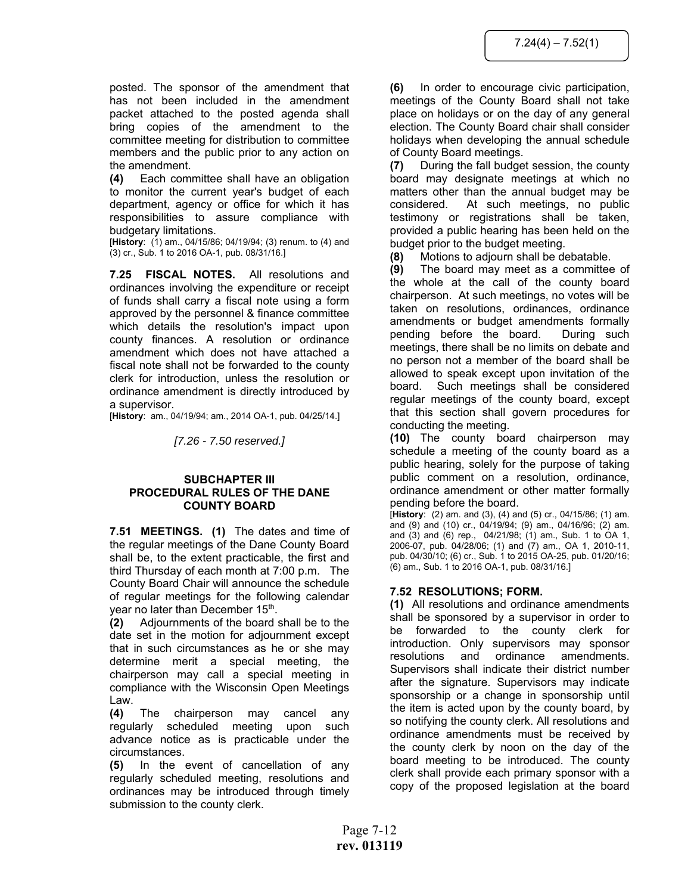posted. The sponsor of the amendment that has not been included in the amendment packet attached to the posted agenda shall bring copies of the amendment to the committee meeting for distribution to committee members and the public prior to any action on the amendment.

**(4)** Each committee shall have an obligation to monitor the current year's budget of each department, agency or office for which it has responsibilities to assure compliance with budgetary limitations.

[**History**: (1) am., 04/15/86; 04/19/94; (3) renum. to (4) and (3) cr., Sub. 1 to 2016 OA-1, pub. 08/31/16.]

**7.25 FISCAL NOTES.** All resolutions and ordinances involving the expenditure or receipt of funds shall carry a fiscal note using a form approved by the personnel & finance committee which details the resolution's impact upon county finances. A resolution or ordinance amendment which does not have attached a fiscal note shall not be forwarded to the county clerk for introduction, unless the resolution or ordinance amendment is directly introduced by a supervisor.

[**History**: am., 04/19/94; am., 2014 OA-1, pub. 04/25/14.]

*[7.26 - 7.50 reserved.]*

## SUBCHAPTER III
## PROCEDURAL RULES OF THE DANE COUNTY BOARD

**7.51 MEETINGS. (1)** The dates and time of the regular meetings of the Dane County Board shall be, to the extent practicable, the first and third Thursday of each month at 7:00 p.m. The County Board Chair will announce the schedule of regular meetings for the following calendar year no later than December 15th.

**(2)** Adjournments of the board shall be to the date set in the motion for adjournment except that in such circumstances as he or she may determine merit a special meeting, the chairperson may call a special meeting in compliance with the Wisconsin Open Meetings Law.

**(4)** The chairperson may cancel any regularly scheduled meeting upon such advance notice as is practicable under the circumstances.

**(5)** In the event of cancellation of any regularly scheduled meeting, resolutions and ordinances may be introduced through timely submission to the county clerk.

**(6)** In order to encourage civic participation, meetings of the County Board shall not take place on holidays or on the day of any general election. The County Board chair shall consider holidays when developing the annual schedule of County Board meetings.

**(7)** During the fall budget session, the county board may designate meetings at which no matters other than the annual budget may be considered. At such meetings, no public testimony or registrations shall be taken, provided a public hearing has been held on the budget prior to the budget meeting.

**(8)** Motions to adjourn shall be debatable.

**(9)** The board may meet as a committee of the whole at the call of the county board chairperson. At such meetings, no votes will be taken on resolutions, ordinances, ordinance amendments or budget amendments formally pending before the board. During such meetings, there shall be no limits on debate and no person not a member of the board shall be allowed to speak except upon invitation of the board. Such meetings shall be considered regular meetings of the county board, except that this section shall govern procedures for conducting the meeting.

**(10)** The county board chairperson may schedule a meeting of the county board as a public hearing, solely for the purpose of taking public comment on a resolution, ordinance, ordinance amendment or other matter formally pending before the board.

[**History**: (2) am. and (3), (4) and (5) cr., 04/15/86; (1) am. and (9) and (10) cr., 04/19/94; (9) am., 04/16/96; (2) am. and (3) and (6) rep., 04/21/98; (1) am., Sub. 1 to OA 1, 2006-07, pub. 04/28/06; (1) and (7) am., OA 1, 2010-11, pub. 04/30/10; (6) cr., Sub. 1 to 2015 OA-25, pub. 01/20/16; (6) am., Sub. 1 to 2016 OA-1, pub. 08/31/16.]

**7.52 RESOLUTIONS; FORM.**

**(1)** All resolutions and ordinance amendments shall be sponsored by a supervisor in order to be forwarded to the county clerk for introduction. Only supervisors may sponsor resolutions and ordinance amendments. Supervisors shall indicate their district number after the signature. Supervisors may indicate sponsorship or a change in sponsorship until the item is acted upon by the county board, by so notifying the county clerk. All resolutions and ordinance amendments must be received by the county clerk by noon on the day of the board meeting to be introduced. The county clerk shall provide each primary sponsor with a copy of the proposed legislation at the board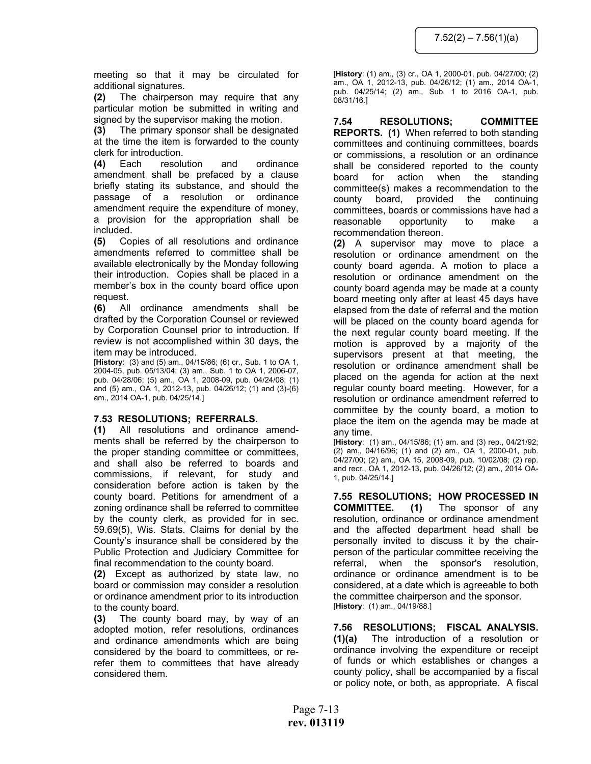meeting so that it may be circulated for additional signatures.

**(2)** The chairperson may require that any particular motion be submitted in writing and signed by the supervisor making the motion.

**(3)** The primary sponsor shall be designated at the time the item is forwarded to the county clerk for introduction.

**(4)** Each resolution and ordinance amendment shall be prefaced by a clause briefly stating its substance, and should the passage of a resolution or ordinance amendment require the expenditure of money, a provision for the appropriation shall be included.

**(5)** Copies of all resolutions and ordinance amendments referred to committee shall be available electronically by the Monday following their introduction. Copies shall be placed in a member's box in the county board office upon request.

**(6)** All ordinance amendments shall be drafted by the Corporation Counsel or reviewed by Corporation Counsel prior to introduction. If review is not accomplished within 30 days, the item may be introduced.

[**History**: (3) and (5) am., 04/15/86; (6) cr., Sub. 1 to OA 1, 2004-05, pub. 05/13/04; (3) am., Sub. 1 to OA 1, 2006-07, pub. 04/28/06; (5) am., OA 1, 2008-09, pub. 04/24/08; (1) and (5) am., OA 1, 2012-13, pub. 04/26/12; (1) and (3)-(6) am., 2014 OA-1, pub. 04/25/14.]

**7.53 RESOLUTIONS; REFERRALS.**

**(1)** All resolutions and ordinance amendments shall be referred by the chairperson to the proper standing committee or committees, and shall also be referred to boards and commissions, if relevant, for study and consideration before action is taken by the county board. Petitions for amendment of a zoning ordinance shall be referred to committee by the county clerk, as provided for in sec. 59.69(5), Wis. Stats. Claims for denial by the County's insurance shall be considered by the Public Protection and Judiciary Committee for final recommendation to the county board.

**(2)** Except as authorized by state law, no board or commission may consider a resolution or ordinance amendment prior to its introduction to the county board.

**(3)** The county board may, by way of an adopted motion, refer resolutions, ordinances and ordinance amendments which are being considered by the board to committees, or re-refer them to committees that have already considered them.

[**History**: (1) am., (3) cr., OA 1, 2000-01, pub. 04/27/00; (2) am., OA 1, 2012-13, pub. 04/26/12; (1) am., 2014 OA-1, pub. 04/25/14; (2) am., Sub. 1 to 2016 OA-1, pub. 08/31/16.]

**7.54 RESOLUTIONS; COMMITTEE REPORTS. (1)** When referred to both standing committees and continuing committees, boards or commissions, a resolution or an ordinance shall be considered reported to the county board for action when the standing committee(s) makes a recommendation to the county board, provided the continuing committees, boards or commissions have had a reasonable opportunity to make a recommendation thereon.

**(2)** A supervisor may move to place a resolution or ordinance amendment on the county board agenda. A motion to place a resolution or ordinance amendment on the county board agenda may be made at a county board meeting only after at least 45 days have elapsed from the date of referral and the motion will be placed on the county board agenda for the next regular county board meeting. If the motion is approved by a majority of the supervisors present at that meeting, the resolution or ordinance amendment shall be placed on the agenda for action at the next regular county board meeting. However, for a resolution or ordinance amendment referred to committee by the county board, a motion to place the item on the agenda may be made at any time.

[**History**: (1) am., 04/15/86; (1) am. and (3) rep., 04/21/92; (2) am., 04/16/96; (1) and (2) am., OA 1, 2000-01, pub. 04/27/00; (2) am., OA 15, 2008-09, pub. 10/02/08; (2) rep. and recr., OA 1, 2012-13, pub. 04/26/12; (2) am., 2014 OA-1, pub. 04/25/14.]

**7.55 RESOLUTIONS; HOW PROCESSED IN COMMITTEE. (1)** The sponsor of any resolution, ordinance or ordinance amendment and the affected department head shall be personally invited to discuss it by the chairperson of the particular committee receiving the referral, when the sponsor's resolution, ordinance or ordinance amendment is to be considered, at a date which is agreeable to both the committee chairperson and the sponsor.

[**History**: (1) am., 04/19/88.]

**7.56 RESOLUTIONS; FISCAL ANALYSIS. (1)(a)** The introduction of a resolution or ordinance involving the expenditure or receipt of funds or which establishes or changes a county policy, shall be accompanied by a fiscal or policy note, or both, as appropriate. A fiscal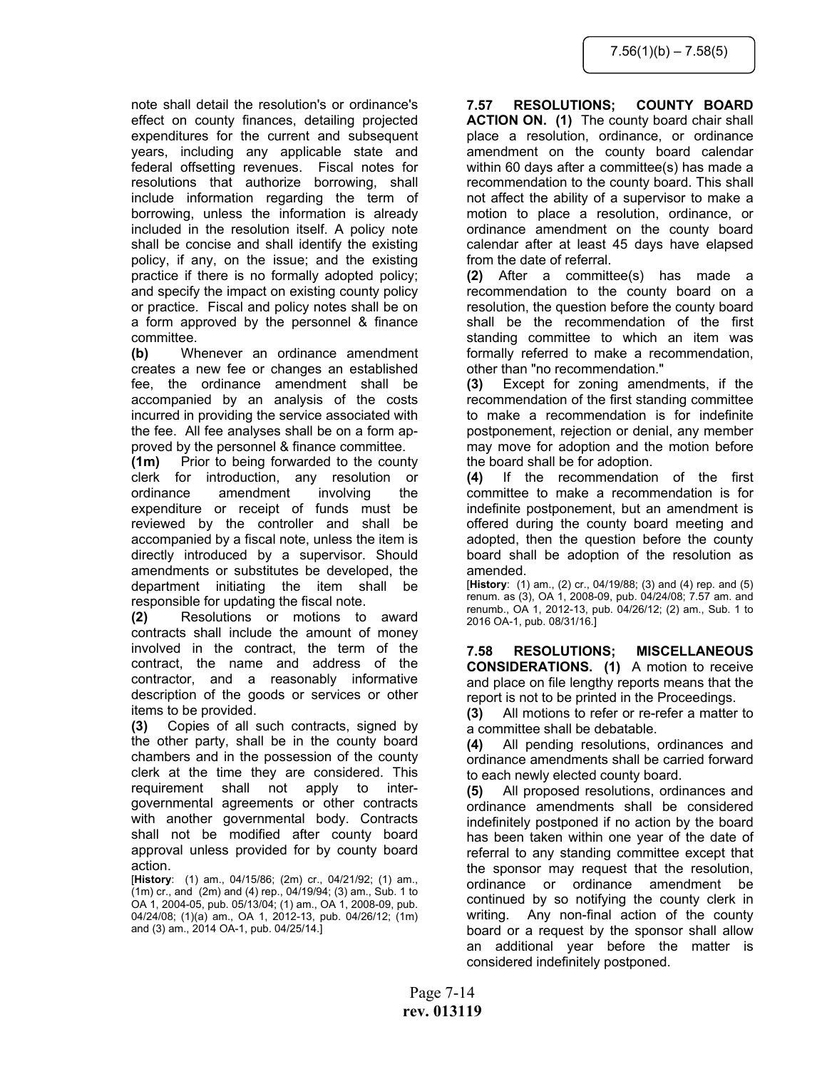note shall detail the resolution's or ordinance's effect on county finances, detailing projected expenditures for the current and subsequent years, including any applicable state and federal offsetting revenues. Fiscal notes for resolutions that authorize borrowing, shall include information regarding the term of borrowing, unless the information is already included in the resolution itself. A policy note shall be concise and shall identify the existing policy, if any, on the issue; and the existing practice if there is no formally adopted policy; and specify the impact on existing county policy or practice. Fiscal and policy notes shall be on a form approved by the personnel & finance committee.

**(b)** Whenever an ordinance amendment creates a new fee or changes an established fee, the ordinance amendment shall be accompanied by an analysis of the costs incurred in providing the service associated with the fee. All fee analyses shall be on a form approved by the personnel & finance committee.

**(1m)** Prior to being forwarded to the county clerk for introduction, any resolution or ordinance amendment involving the expenditure or receipt of funds must be reviewed by the controller and shall be accompanied by a fiscal note, unless the item is directly introduced by a supervisor. Should amendments or substitutes be developed, the department initiating the item shall be responsible for updating the fiscal note.

**(2)** Resolutions or motions to award contracts shall include the amount of money involved in the contract, the term of the contract, the name and address of the contractor, and a reasonably informative description of the goods or services or other items to be provided.

**(3)** Copies of all such contracts, signed by the other party, shall be in the county board chambers and in the possession of the county clerk at the time they are considered. This requirement shall not apply to inter-governmental agreements or other contracts with another governmental body. Contracts shall not be modified after county board approval unless provided for by county board action.

[**History**: (1) am., 04/15/86; (2m) cr., 04/21/92; (1) am., (1m) cr., and (2m) and (4) rep., 04/19/94; (3) am., Sub. 1 to OA 1, 2004-05, pub. 05/13/04; (1) am., OA 1, 2008-09, pub. 04/24/08; (1)(a) am., OA 1, 2012-13, pub. 04/26/12; (1m) and (3) am., 2014 OA-1, pub. 04/25/14.]

**7.57 RESOLUTIONS; COUNTY BOARD ACTION ON. (1)** The county board chair shall place a resolution, ordinance, or ordinance amendment on the county board calendar within 60 days after a committee(s) has made a recommendation to the county board. This shall not affect the ability of a supervisor to make a motion to place a resolution, ordinance, or ordinance amendment on the county board calendar after at least 45 days have elapsed from the date of referral.

**(2)** After a committee(s) has made a recommendation to the county board on a resolution, the question before the county board shall be the recommendation of the first standing committee to which an item was formally referred to make a recommendation, other than "no recommendation."

**(3)** Except for zoning amendments, if the recommendation of the first standing committee to make a recommendation is for indefinite postponement, rejection or denial, any member may move for adoption and the motion before the board shall be for adoption.

**(4)** If the recommendation of the first committee to make a recommendation is for indefinite postponement, but an amendment is offered during the county board meeting and adopted, then the question before the county board shall be adoption of the resolution as amended.

[**History**: (1) am., (2) cr., 04/19/88; (3) and (4) rep. and (5) renum. as (3), OA 1, 2008-09, pub. 04/24/08; 7.57 am. and renumb., OA 1, 2012-13, pub. 04/26/12; (2) am., Sub. 1 to 2016 OA-1, pub. 08/31/16.]

**7.58 RESOLUTIONS; MISCELLANEOUS CONSIDERATIONS. (1)** A motion to receive and place on file lengthy reports means that the report is not to be printed in the Proceedings.

**(3)** All motions to refer or re-refer a matter to a committee shall be debatable.

**(4)** All pending resolutions, ordinances and ordinance amendments shall be carried forward to each newly elected county board.

**(5)** All proposed resolutions, ordinances and ordinance amendments shall be considered indefinitely postponed if no action by the board has been taken within one year of the date of referral to any standing committee except that the sponsor may request that the resolution, ordinance or ordinance amendment be continued by so notifying the county clerk in writing. Any non-final action of the county board or a request by the sponsor shall allow an additional year before the matter is considered indefinitely postponed.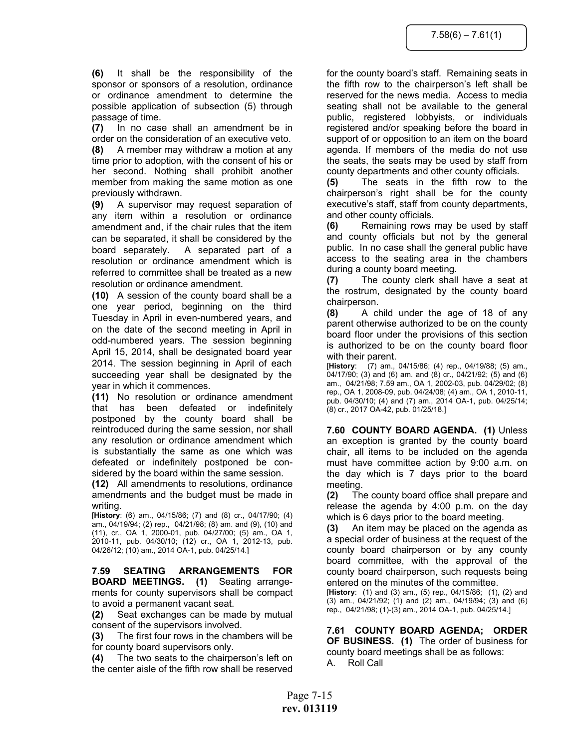**(6)** It shall be the responsibility of the sponsor or sponsors of a resolution, ordinance or ordinance amendment to determine the possible application of subsection (5) through passage of time.

**(7)** In no case shall an amendment be in order on the consideration of an executive veto.

**(8)** A member may withdraw a motion at any time prior to adoption, with the consent of his or her second. Nothing shall prohibit another member from making the same motion as one previously withdrawn.

**(9)** A supervisor may request separation of any item within a resolution or ordinance amendment and, if the chair rules that the item can be separated, it shall be considered by the board separately. A separated part of a resolution or ordinance amendment which is referred to committee shall be treated as a new resolution or ordinance amendment.

**(10)** A session of the county board shall be a one year period, beginning on the third Tuesday in April in even-numbered years, and on the date of the second meeting in April in odd-numbered years. The session beginning April 15, 2014, shall be designated board year 2014. The session beginning in April of each succeeding year shall be designated by the year in which it commences.

**(11)** No resolution or ordinance amendment that has been defeated or indefinitely postponed by the county board shall be reintroduced during the same session, nor shall any resolution or ordinance amendment which is substantially the same as one which was defeated or indefinitely postponed be considered by the board within the same session.

**(12)** All amendments to resolutions, ordinance amendments and the budget must be made in writing.

[**History**: (6) am., 04/15/86; (7) and (8) cr., 04/17/90; (4) am., 04/19/94; (2) rep., 04/21/98; (8) am. and (9), (10) and (11), cr., OA 1, 2000-01, pub. 04/27/00; (5) am., OA 1, 2010-11, pub. 04/30/10; (12) cr., OA 1, 2012-13, pub. 04/26/12; (10) am., 2014 OA-1, pub. 04/25/14.]

**7.59 SEATING ARRANGEMENTS FOR BOARD MEETINGS. (1)** Seating arrangements for county supervisors shall be compact to avoid a permanent vacant seat.

**(2)** Seat exchanges can be made by mutual consent of the supervisors involved.

**(3)** The first four rows in the chambers will be for county board supervisors only.

**(4)** The two seats to the chairperson's left on the center aisle of the fifth row shall be reserved for the county board's staff. Remaining seats in the fifth row to the chairperson's left shall be reserved for the news media. Access to media seating shall not be available to the general public, registered lobbyists, or individuals registered and/or speaking before the board in support of or opposition to an item on the board agenda. If members of the media do not use the seats, the seats may be used by staff from county departments and other county officials.

**(5)** The seats in the fifth row to the chairperson's right shall be for the county executive's staff, staff from county departments, and other county officials.

**(6)** Remaining rows may be used by staff and county officials but not by the general public. In no case shall the general public have access to the seating area in the chambers during a county board meeting.

**(7)** The county clerk shall have a seat at the rostrum, designated by the county board chairperson.

**(8)** A child under the age of 18 of any parent otherwise authorized to be on the county board floor under the provisions of this section is authorized to be on the county board floor with their parent.

[**History**: (7) am., 04/15/86; (4) rep., 04/19/88; (5) am., 04/17/90; (3) and (6) am. and (8) cr., 04/21/92; (5) and (6) am., 04/21/98; 7.59 am., OA 1, 2002-03, pub. 04/29/02; (8) rep., OA 1, 2008-09, pub. 04/24/08; (4) am., OA 1, 2010-11, pub. 04/30/10; (4) and (7) am., 2014 OA-1, pub. 04/25/14; (8) cr., 2017 OA-42, pub. 01/25/18.]

**7.60 COUNTY BOARD AGENDA. (1)** Unless an exception is granted by the county board chair, all items to be included on the agenda must have committee action by 9:00 a.m. on the day which is 7 days prior to the board meeting.

**(2)** The county board office shall prepare and release the agenda by 4:00 p.m. on the day which is 6 days prior to the board meeting.

**(3)** An item may be placed on the agenda as a special order of business at the request of the county board chairperson or by any county board committee, with the approval of the county board chairperson, such requests being entered on the minutes of the committee.

[**History**: (1) and (3) am., (5) rep., 04/15/86; (1), (2) and (3) am., 04/21/92; (1) and (2) am., 04/19/94; (3) and (6) rep., 04/21/98; (1)-(3) am., 2014 OA-1, pub. 04/25/14.]

**7.61 COUNTY BOARD AGENDA; ORDER OF BUSINESS. (1)** The order of business for county board meetings shall be as follows:

A. Roll Call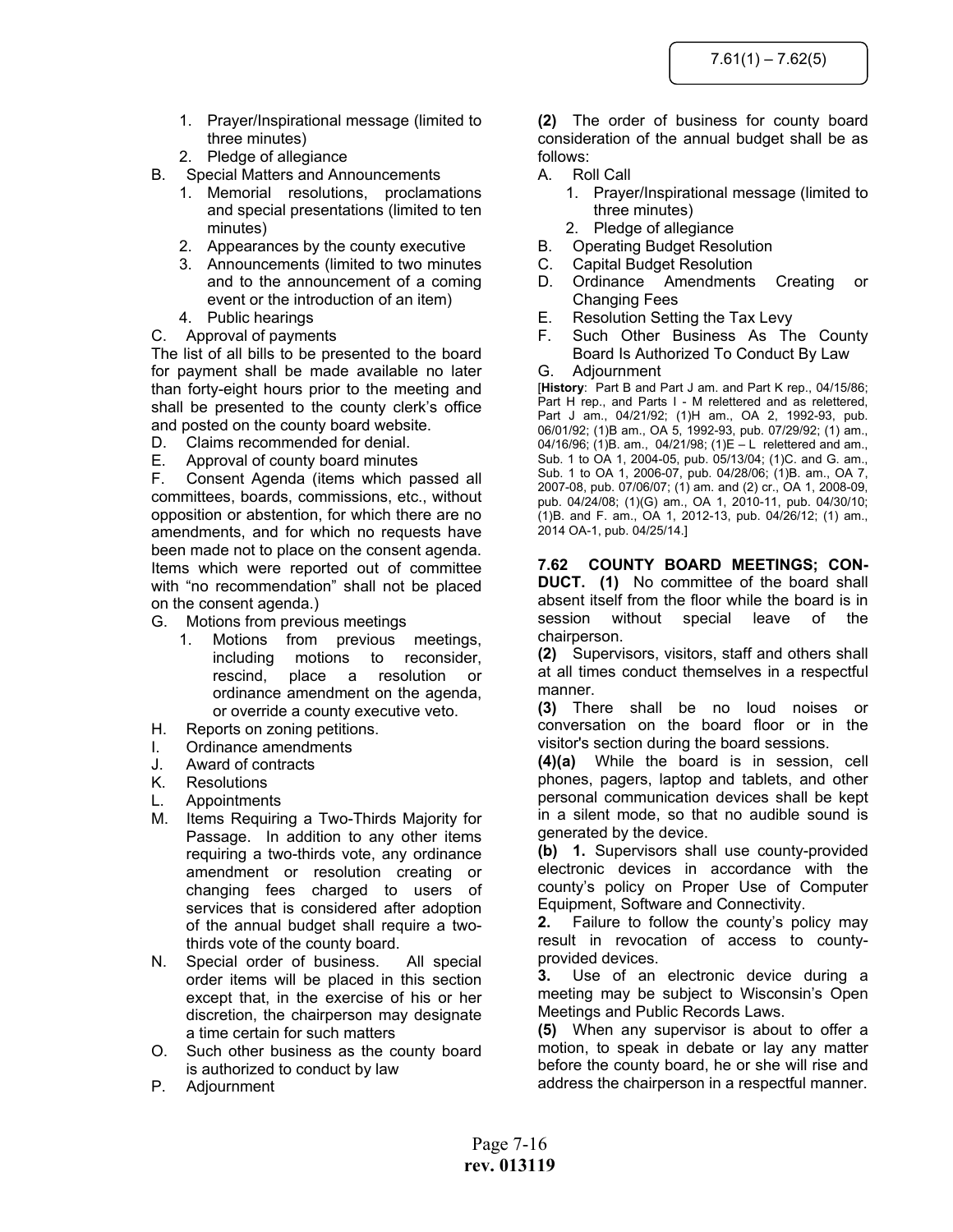1. Prayer/Inspirational message (limited to three minutes)
2. Pledge of allegiance

B. Special Matters and Announcements
   1. Memorial resolutions, proclamations and special presentations (limited to ten minutes)
   2. Appearances by the county executive
   3. Announcements (limited to two minutes and to the announcement of a coming event or the introduction of an item)
   4. Public hearings

C. Approval of payments

The list of all bills to be presented to the board for payment shall be made available no later than forty-eight hours prior to the meeting and shall be presented to the county clerk's office and posted on the county board website.

D. Claims recommended for denial.

E. Approval of county board minutes

F. Consent Agenda (items which passed all committees, boards, commissions, etc., without opposition or abstention, for which there are no amendments, and for which no requests have been made not to place on the consent agenda. Items which were reported out of committee with "no recommendation" shall not be placed on the consent agenda.)

G. Motions from previous meetings
   1. Motions from previous meetings, including motions to reconsider, rescind, place a resolution or ordinance amendment on the agenda, or override a county executive veto.

H. Reports on zoning petitions.

I. Ordinance amendments

J. Award of contracts

K. Resolutions

L. Appointments

M. Items Requiring a Two-Thirds Majority for Passage. In addition to any other items requiring a two-thirds vote, any ordinance amendment or resolution creating or changing fees charged to users of services that is considered after adoption of the annual budget shall require a two-thirds vote of the county board.

N. Special order of business. All special order items will be placed in this section except that, in the exercise of his or her discretion, the chairperson may designate a time certain for such matters

O. Such other business as the county board is authorized to conduct by law

P. Adjournment

**(2)** The order of business for county board consideration of the annual budget shall be as follows:

A. Roll Call
   1. Prayer/Inspirational message (limited to three minutes)
   2. Pledge of allegiance

B. Operating Budget Resolution

C. Capital Budget Resolution

D. Ordinance Amendments Creating or Changing Fees

E. Resolution Setting the Tax Levy

F. Such Other Business As The County Board Is Authorized To Conduct By Law

G. Adjournment

[**History**: Part B and Part J am. and Part K rep., 04/15/86; Part H rep., and Parts I - M relettered and as relettered, Part J am., 04/21/92; (1)H am., OA 2, 1992-93, pub. 06/01/92; (1)B am., OA 5, 1992-93, pub. 07/29/92; (1) am., 04/16/96; (1)B. am., 04/21/98; (1)E – L relettered and am., Sub. 1 to OA 1, 2004-05, pub. 05/13/04; (1)C. and G. am., Sub. 1 to OA 1, 2006-07, pub. 04/28/06; (1)B. am., OA 7, 2007-08, pub. 07/06/07; (1) am. and (2) cr., OA 1, 2008-09, pub. 04/24/08; (1)(G) am., OA 1, 2010-11, pub. 04/30/10; (1)B. and F. am., OA 1, 2012-13, pub. 04/26/12; (1) am., 2014 OA-1, pub. 04/25/14.]

**7.62 COUNTY BOARD MEETINGS; CONDUCT.** **(1)** No committee of the board shall absent itself from the floor while the board is in session without special leave of the chairperson.

**(2)** Supervisors, visitors, staff and others shall at all times conduct themselves in a respectful manner.

**(3)** There shall be no loud noises or conversation on the board floor or in the visitor's section during the board sessions.

**(4)(a)** While the board is in session, cell phones, pagers, laptop and tablets, and other personal communication devices shall be kept in a silent mode, so that no audible sound is generated by the device.

**(b)** **1.** Supervisors shall use county-provided electronic devices in accordance with the county's policy on Proper Use of Computer Equipment, Software and Connectivity.

**2.** Failure to follow the county's policy may result in revocation of access to county-provided devices.

**3.** Use of an electronic device during a meeting may be subject to Wisconsin's Open Meetings and Public Records Laws.

**(5)** When any supervisor is about to offer a motion, to speak in debate or lay any matter before the county board, he or she will rise and address the chairperson in a respectful manner.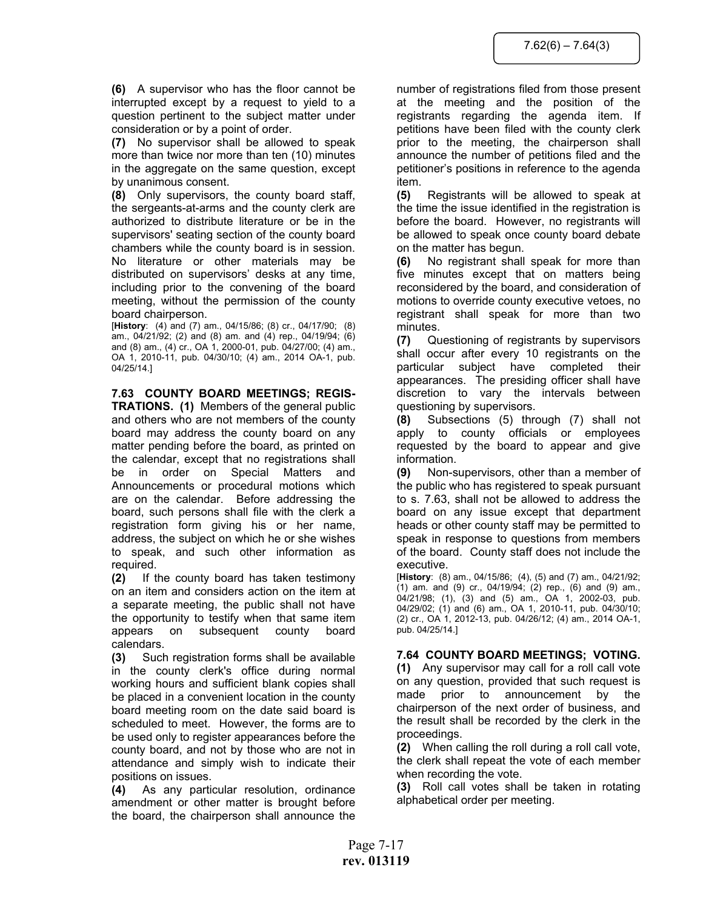**(6)** A supervisor who has the floor cannot be interrupted except by a request to yield to a question pertinent to the subject matter under consideration or by a point of order.

**(7)** No supervisor shall be allowed to speak more than twice nor more than ten (10) minutes in the aggregate on the same question, except by unanimous consent.

**(8)** Only supervisors, the county board staff, the sergeants-at-arms and the county clerk are authorized to distribute literature or be in the supervisors' seating section of the county board chambers while the county board is in session. No literature or other materials may be distributed on supervisors' desks at any time, including prior to the convening of the board meeting, without the permission of the county board chairperson.

[**History**: (4) and (7) am., 04/15/86; (8) cr., 04/17/90; (8) am., 04/21/92; (2) and (8) am. and (4) rep., 04/19/94; (6) and (8) am., (4) cr., OA 1, 2000-01, pub. 04/27/00; (4) am., OA 1, 2010-11, pub. 04/30/10; (4) am., 2014 OA-1, pub. 04/25/14.]

**7.63 COUNTY BOARD MEETINGS; REGISTRATIONS. (1)** Members of the general public and others who are not members of the county board may address the county board on any matter pending before the board, as printed on the calendar, except that no registrations shall be in order on Special Matters and Announcements or procedural motions which are on the calendar. Before addressing the board, such persons shall file with the clerk a registration form giving his or her name, address, the subject on which he or she wishes to speak, and such other information as required.

**(2)** If the county board has taken testimony on an item and considers action on the item at a separate meeting, the public shall not have the opportunity to testify when that same item appears on subsequent county board calendars.

**(3)** Such registration forms shall be available in the county clerk's office during normal working hours and sufficient blank copies shall be placed in a convenient location in the county board meeting room on the date said board is scheduled to meet. However, the forms are to be used only to register appearances before the county board, and not by those who are not in attendance and simply wish to indicate their positions on issues.

**(4)** As any particular resolution, ordinance amendment or other matter is brought before the board, the chairperson shall announce the number of registrations filed from those present at the meeting and the position of the registrants regarding the agenda item. If petitions have been filed with the county clerk prior to the meeting, the chairperson shall announce the number of petitions filed and the petitioner's positions in reference to the agenda item.

**(5)** Registrants will be allowed to speak at the time the issue identified in the registration is before the board. However, no registrants will be allowed to speak once county board debate on the matter has begun.

**(6)** No registrant shall speak for more than five minutes except that on matters being reconsidered by the board, and consideration of motions to override county executive vetoes, no registrant shall speak for more than two minutes.

**(7)** Questioning of registrants by supervisors shall occur after every 10 registrants on the particular subject have completed their appearances. The presiding officer shall have discretion to vary the intervals between questioning by supervisors.

**(8)** Subsections (5) through (7) shall not apply to county officials or employees requested by the board to appear and give information.

**(9)** Non-supervisors, other than a member of the public who has registered to speak pursuant to s. 7.63, shall not be allowed to address the board on any issue except that department heads or other county staff may be permitted to speak in response to questions from members of the board. County staff does not include the executive.

[**History**: (8) am., 04/15/86; (4), (5) and (7) am., 04/21/92; (1) am. and (9) cr., 04/19/94; (2) rep., (6) and (9) am., 04/21/98; (1), (3) and (5) am., OA 1, 2002-03, pub. 04/29/02; (1) and (6) am., OA 1, 2010-11, pub. 04/30/10; (2) cr., OA 1, 2012-13, pub. 04/26/12; (4) am., 2014 OA-1, pub. 04/25/14.]

**7.64 COUNTY BOARD MEETINGS; VOTING.**

**(1)** Any supervisor may call for a roll call vote on any question, provided that such request is made prior to announcement by the chairperson of the next order of business, and the result shall be recorded by the clerk in the proceedings.

**(2)** When calling the roll during a roll call vote, the clerk shall repeat the vote of each member when recording the vote.

**(3)** Roll call votes shall be taken in rotating alphabetical order per meeting.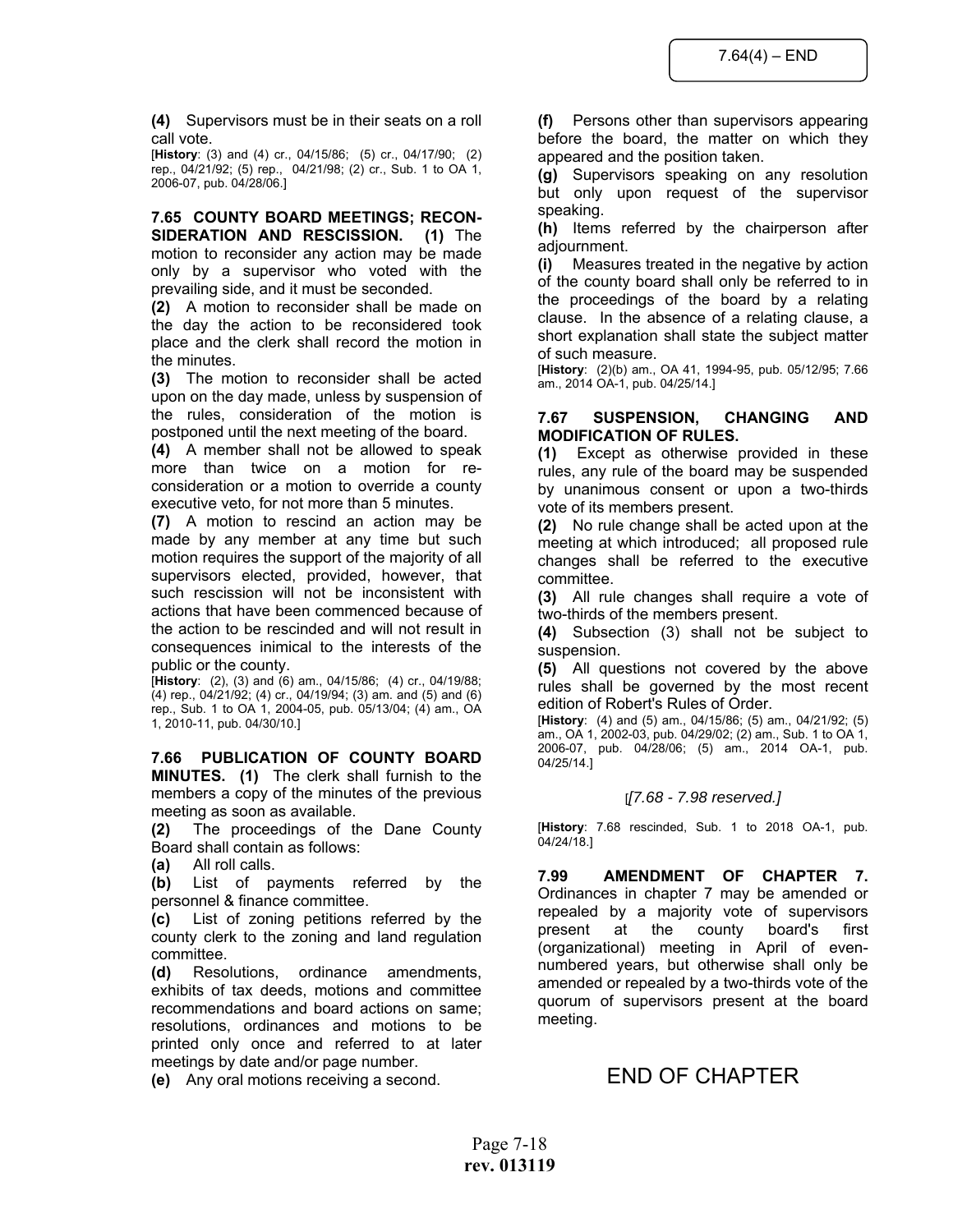**(4)** Supervisors must be in their seats on a roll call vote.

[**History**: (3) and (4) cr., 04/15/86; (5) cr., 04/17/90; (2) rep., 04/21/92; (5) rep., 04/21/98; (2) cr., Sub. 1 to OA 1, 2006-07, pub. 04/28/06.]

**7.65 COUNTY BOARD MEETINGS; RECONSIDERATION AND RESCISSION. (1)** The motion to reconsider any action may be made only by a supervisor who voted with the prevailing side, and it must be seconded.

**(2)** A motion to reconsider shall be made on the day the action to be reconsidered took place and the clerk shall record the motion in the minutes.

**(3)** The motion to reconsider shall be acted upon on the day made, unless by suspension of the rules, consideration of the motion is postponed until the next meeting of the board.

**(4)** A member shall not be allowed to speak more than twice on a motion for reconsideration or a motion to override a county executive veto, for not more than 5 minutes.

**(7)** A motion to rescind an action may be made by any member at any time but such motion requires the support of the majority of all supervisors elected, provided, however, that such rescission will not be inconsistent with actions that have been commenced because of the action to be rescinded and will not result in consequences inimical to the interests of the public or the county.

[**History**: (2), (3) and (6) am., 04/15/86; (4) cr., 04/19/88; (4) rep., 04/21/92; (4) cr., 04/19/94; (3) am. and (5) and (6) rep., Sub. 1 to OA 1, 2004-05, pub. 05/13/04; (4) am., OA 1, 2010-11, pub. 04/30/10.]

**7.66 PUBLICATION OF COUNTY BOARD MINUTES. (1)** The clerk shall furnish to the members a copy of the minutes of the previous meeting as soon as available.

**(2)** The proceedings of the Dane County Board shall contain as follows:

**(a)** All roll calls.

**(b)** List of payments referred by the personnel & finance committee.

**(c)** List of zoning petitions referred by the county clerk to the zoning and land regulation committee.

**(d)** Resolutions, ordinance amendments, exhibits of tax deeds, motions and committee recommendations and board actions on same; resolutions, ordinances and motions to be printed only once and referred to at later meetings by date and/or page number.

**(e)** Any oral motions receiving a second.

**(f)** Persons other than supervisors appearing before the board, the matter on which they appeared and the position taken.

**(g)** Supervisors speaking on any resolution but only upon request of the supervisor speaking.

**(h)** Items referred by the chairperson after adjournment.

**(i)** Measures treated in the negative by action of the county board shall only be referred to in the proceedings of the board by a relating clause. In the absence of a relating clause, a short explanation shall state the subject matter of such measure.

[**History**: (2)(b) am., OA 41, 1994-95, pub. 05/12/95; 7.66 am., 2014 OA-1, pub. 04/25/14.]

**7.67 SUSPENSION, CHANGING AND MODIFICATION OF RULES.**

**(1)** Except as otherwise provided in these rules, any rule of the board may be suspended by unanimous consent or upon a two-thirds vote of its members present.

**(2)** No rule change shall be acted upon at the meeting at which introduced; all proposed rule changes shall be referred to the executive committee.

**(3)** All rule changes shall require a vote of two-thirds of the members present.

**(4)** Subsection (3) shall not be subject to suspension.

**(5)** All questions not covered by the above rules shall be governed by the most recent edition of Robert's Rules of Order.

[**History**: (4) and (5) am., 04/15/86; (5) am., 04/21/92; (5) am., OA 1, 2002-03, pub. 04/29/02; (2) am., Sub. 1 to OA 1, 2006-07, pub. 04/28/06; (5) am., 2014 OA-1, pub. 04/25/14.]

*[7.68 - 7.98 reserved.]*

[**History**: 7.68 rescinded, Sub. 1 to 2018 OA-1, pub. 04/24/18.]

**7.99 AMENDMENT OF CHAPTER 7.** Ordinances in chapter 7 may be amended or repealed by a majority vote of supervisors present at the county board's first (organizational) meeting in April of even-numbered years, but otherwise shall only be amended or repealed by a two-thirds vote of the quorum of supervisors present at the board meeting.

# END OF CHAPTER